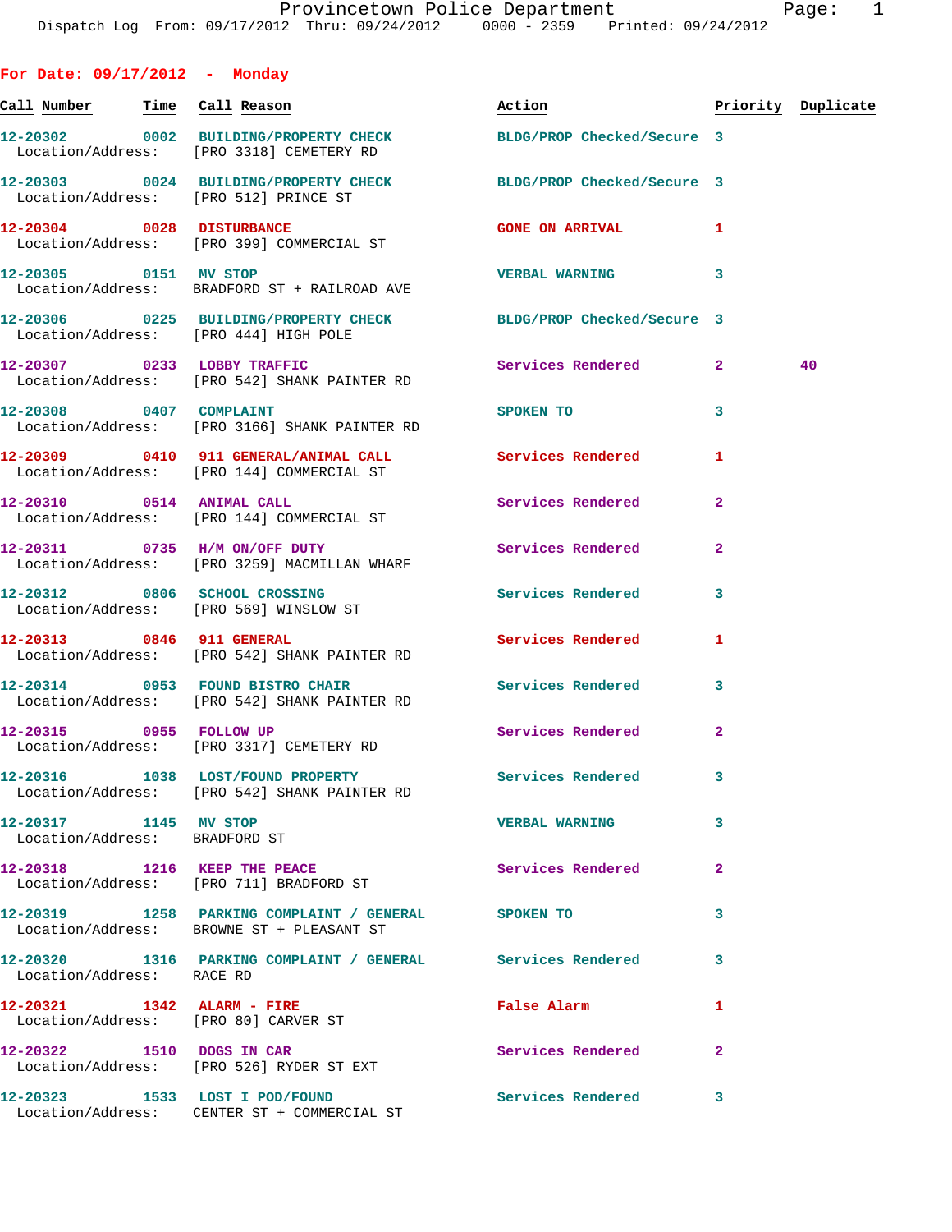Provincetown Police Department

Dispatch Log From: 09/17/2012 Thru: 09/24/2012 0000 - 2359 Printed: 09/24/2012

## For Date: 09/17/2012 - Monday

| Call Number | Time | Call Reason | Action | Priority | Duplicate |
|---|---|---|---|---|---|
| 12-20302 | 0002 | BUILDING/PROPERTY CHECK | BLDG/PROP Checked/Secure | 3 | |
| Location/Address: | | [PRO 3318] CEMETERY RD | | | |
| 12-20303 | 0024 | BUILDING/PROPERTY CHECK | BLDG/PROP Checked/Secure | 3 | |
| Location/Address: | | [PRO 512] PRINCE ST | | | |
| 12-20304 | 0028 | DISTURBANCE | GONE ON ARRIVAL | 1 | |
| Location/Address: | | [PRO 399] COMMERCIAL ST | | | |
| 12-20305 | 0151 | MV STOP | VERBAL WARNING | 3 | |
| Location/Address: | | BRADFORD ST + RAILROAD AVE | | | |
| 12-20306 | 0225 | BUILDING/PROPERTY CHECK | BLDG/PROP Checked/Secure | 3 | |
| Location/Address: | | [PRO 444] HIGH POLE | | | |
| 12-20307 | 0233 | LOBBY TRAFFIC | Services Rendered | 2 | 40 |
| Location/Address: | | [PRO 542] SHANK PAINTER RD | | | |
| 12-20308 | 0407 | COMPLAINT | SPOKEN TO | 3 | |
| Location/Address: | | [PRO 3166] SHANK PAINTER RD | | | |
| 12-20309 | 0410 | 911 GENERAL/ANIMAL CALL | Services Rendered | 1 | |
| Location/Address: | | [PRO 144] COMMERCIAL ST | | | |
| 12-20310 | 0514 | ANIMAL CALL | Services Rendered | 2 | |
| Location/Address: | | [PRO 144] COMMERCIAL ST | | | |
| 12-20311 | 0735 | H/M ON/OFF DUTY | Services Rendered | 2 | |
| Location/Address: | | [PRO 3259] MACMILLAN WHARF | | | |
| 12-20312 | 0806 | SCHOOL CROSSING | Services Rendered | 3 | |
| Location/Address: | | [PRO 569] WINSLOW ST | | | |
| 12-20313 | 0846 | 911 GENERAL | Services Rendered | 1 | |
| Location/Address: | | [PRO 542] SHANK PAINTER RD | | | |
| 12-20314 | 0953 | FOUND BISTRO CHAIR | Services Rendered | 3 | |
| Location/Address: | | [PRO 542] SHANK PAINTER RD | | | |
| 12-20315 | 0955 | FOLLOW UP | Services Rendered | 2 | |
| Location/Address: | | [PRO 3317] CEMETERY RD | | | |
| 12-20316 | 1038 | LOST/FOUND PROPERTY | Services Rendered | 3 | |
| Location/Address: | | [PRO 542] SHANK PAINTER RD | | | |
| 12-20317 | 1145 | MV STOP | VERBAL WARNING | 3 | |
| Location/Address: | | BRADFORD ST | | | |
| 12-20318 | 1216 | KEEP THE PEACE | Services Rendered | 2 | |
| Location/Address: | | [PRO 711] BRADFORD ST | | | |
| 12-20319 | 1258 | PARKING COMPLAINT / GENERAL | SPOKEN TO | 3 | |
| Location/Address: | | BROWNE ST + PLEASANT ST | | | |
| 12-20320 | 1316 | PARKING COMPLAINT / GENERAL | Services Rendered | 3 | |
| Location/Address: | | RACE RD | | | |
| 12-20321 | 1342 | ALARM - FIRE | False Alarm | 1 | |
| Location/Address: | | [PRO 80] CARVER ST | | | |
| 12-20322 | 1510 | DOGS IN CAR | Services Rendered | 2 | |
| Location/Address: | | [PRO 526] RYDER ST EXT | | | |
| 12-20323 | 1533 | LOST I POD/FOUND | Services Rendered | 3 | |
| Location/Address: | | CENTER ST + COMMERCIAL ST | | | |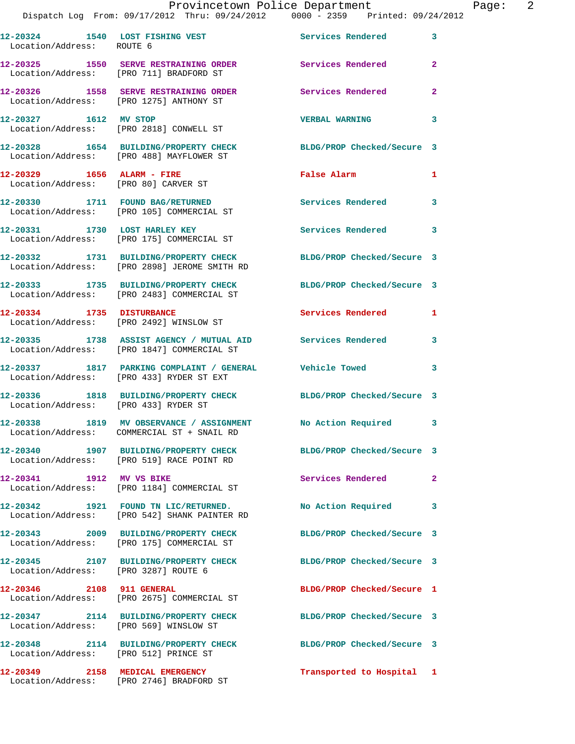| Call # | Time | Call Reason | Action | Priority |
|---|---|---|---|---|
| 12-20324 | 1540 | LOST FISHING VEST | Services Rendered | 3 |
| Location/Address: | | ROUTE 6 | | |
| 12-20325 | 1550 | SERVE RESTRAINING ORDER | Services Rendered | 2 |
| Location/Address: | | [PRO 711] BRADFORD ST | | |
| 12-20326 | 1558 | SERVE RESTRAINING ORDER | Services Rendered | 2 |
| Location/Address: | | [PRO 1275] ANTHONY ST | | |
| 12-20327 | 1612 | MV STOP | VERBAL WARNING | 3 |
| Location/Address: | | [PRO 2818] CONWELL ST | | |
| 12-20328 | 1654 | BUILDING/PROPERTY CHECK | BLDG/PROP Checked/Secure | 3 |
| Location/Address: | | [PRO 488] MAYFLOWER ST | | |
| 12-20329 | 1656 | ALARM - FIRE | False Alarm | 1 |
| Location/Address: | | [PRO 80] CARVER ST | | |
| 12-20330 | 1711 | FOUND BAG/RETURNED | Services Rendered | 3 |
| Location/Address: | | [PRO 105] COMMERCIAL ST | | |
| 12-20331 | 1730 | LOST HARLEY KEY | Services Rendered | 3 |
| Location/Address: | | [PRO 175] COMMERCIAL ST | | |
| 12-20332 | 1731 | BUILDING/PROPERTY CHECK | BLDG/PROP Checked/Secure | 3 |
| Location/Address: | | [PRO 2898] JEROME SMITH RD | | |
| 12-20333 | 1735 | BUILDING/PROPERTY CHECK | BLDG/PROP Checked/Secure | 3 |
| Location/Address: | | [PRO 2483] COMMERCIAL ST | | |
| 12-20334 | 1735 | DISTURBANCE | Services Rendered | 1 |
| Location/Address: | | [PRO 2492] WINSLOW ST | | |
| 12-20335 | 1738 | ASSIST AGENCY / MUTUAL AID | Services Rendered | 3 |
| Location/Address: | | [PRO 1847] COMMERCIAL ST | | |
| 12-20337 | 1817 | PARKING COMPLAINT / GENERAL | Vehicle Towed | 3 |
| Location/Address: | | [PRO 433] RYDER ST EXT | | |
| 12-20336 | 1818 | BUILDING/PROPERTY CHECK | BLDG/PROP Checked/Secure | 3 |
| Location/Address: | | [PRO 433] RYDER ST | | |
| 12-20338 | 1819 | MV OBSERVANCE / ASSIGNMENT | No Action Required | 3 |
| Location/Address: | | COMMERCIAL ST + SNAIL RD | | |
| 12-20340 | 1907 | BUILDING/PROPERTY CHECK | BLDG/PROP Checked/Secure | 3 |
| Location/Address: | | [PRO 519] RACE POINT RD | | |
| 12-20341 | 1912 | MV VS BIKE | Services Rendered | 2 |
| Location/Address: | | [PRO 1184] COMMERCIAL ST | | |
| 12-20342 | 1921 | FOUND TN LIC/RETURNED. | No Action Required | 3 |
| Location/Address: | | [PRO 542] SHANK PAINTER RD | | |
| 12-20343 | 2009 | BUILDING/PROPERTY CHECK | BLDG/PROP Checked/Secure | 3 |
| Location/Address: | | [PRO 175] COMMERCIAL ST | | |
| 12-20345 | 2107 | BUILDING/PROPERTY CHECK | BLDG/PROP Checked/Secure | 3 |
| Location/Address: | | [PRO 3287] ROUTE 6 | | |
| 12-20346 | 2108 | 911 GENERAL | BLDG/PROP Checked/Secure | 1 |
| Location/Address: | | [PRO 2675] COMMERCIAL ST | | |
| 12-20347 | 2114 | BUILDING/PROPERTY CHECK | BLDG/PROP Checked/Secure | 3 |
| Location/Address: | | [PRO 569] WINSLOW ST | | |
| 12-20348 | 2114 | BUILDING/PROPERTY CHECK | BLDG/PROP Checked/Secure | 3 |
| Location/Address: | | [PRO 512] PRINCE ST | | |
| 12-20349 | 2158 | MEDICAL EMERGENCY | Transported to Hospital | 1 |
| Location/Address: | | [PRO 2746] BRADFORD ST | | |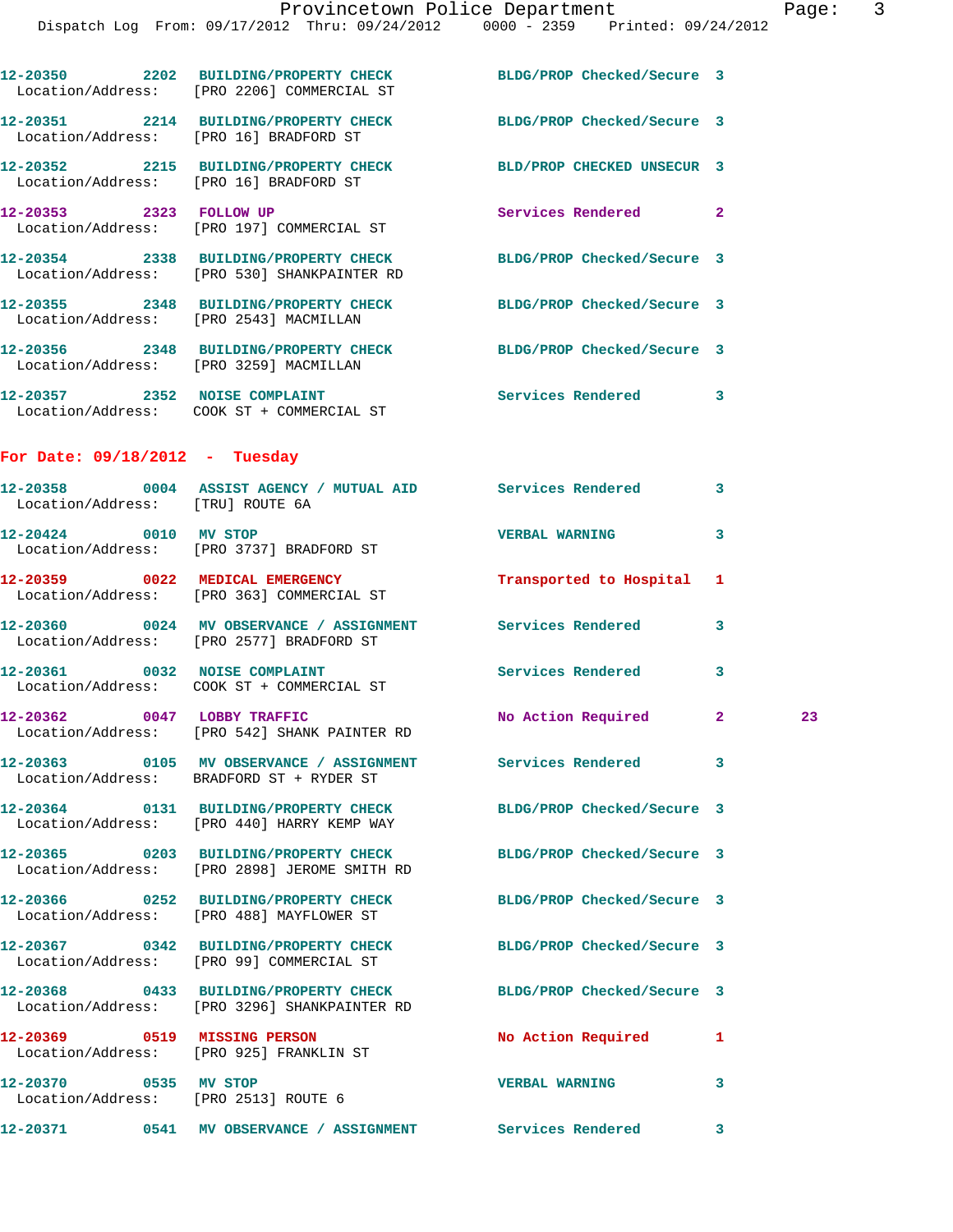12-20350 2202 BUILDING/PROPERTY CHECK BLDG/PROP Checked/Secure 3
Location/Address: [PRO 2206] COMMERCIAL ST

12-20351 2214 BUILDING/PROPERTY CHECK BLDG/PROP Checked/Secure 3
Location/Address: [PRO 16] BRADFORD ST

12-20352 2215 BUILDING/PROPERTY CHECK BLD/PROP CHECKED UNSECUR 3
Location/Address: [PRO 16] BRADFORD ST

12-20353 2323 FOLLOW UP Services Rendered 2
Location/Address: [PRO 197] COMMERCIAL ST

12-20354 2338 BUILDING/PROPERTY CHECK BLDG/PROP Checked/Secure 3
Location/Address: [PRO 530] SHANKPAINTER RD

12-20355 2348 BUILDING/PROPERTY CHECK BLDG/PROP Checked/Secure 3
Location/Address: [PRO 2543] MACMILLAN

12-20356 2348 BUILDING/PROPERTY CHECK BLDG/PROP Checked/Secure 3
Location/Address: [PRO 3259] MACMILLAN

12-20357 2352 NOISE COMPLAINT Services Rendered 3
Location/Address: COOK ST + COMMERCIAL ST

## For Date: 09/18/2012 - Tuesday

12-20358 0004 ASSIST AGENCY / MUTUAL AID Services Rendered 3
Location/Address: [TRU] ROUTE 6A

12-20424 0010 MV STOP VERBAL WARNING 3
Location/Address: [PRO 3737] BRADFORD ST

12-20359 0022 MEDICAL EMERGENCY Transported to Hospital 1
Location/Address: [PRO 363] COMMERCIAL ST

12-20360 0024 MV OBSERVANCE / ASSIGNMENT Services Rendered 3
Location/Address: [PRO 2577] BRADFORD ST

12-20361 0032 NOISE COMPLAINT Services Rendered 3
Location/Address: COOK ST + COMMERCIAL ST

12-20362 0047 LOBBY TRAFFIC No Action Required 2 23
Location/Address: [PRO 542] SHANK PAINTER RD

12-20363 0105 MV OBSERVANCE / ASSIGNMENT Services Rendered 3
Location/Address: BRADFORD ST + RYDER ST

12-20364 0131 BUILDING/PROPERTY CHECK BLDG/PROP Checked/Secure 3
Location/Address: [PRO 440] HARRY KEMP WAY

12-20365 0203 BUILDING/PROPERTY CHECK BLDG/PROP Checked/Secure 3
Location/Address: [PRO 2898] JEROME SMITH RD

12-20366 0252 BUILDING/PROPERTY CHECK BLDG/PROP Checked/Secure 3
Location/Address: [PRO 488] MAYFLOWER ST

12-20367 0342 BUILDING/PROPERTY CHECK BLDG/PROP Checked/Secure 3
Location/Address: [PRO 99] COMMERCIAL ST

12-20368 0433 BUILDING/PROPERTY CHECK BLDG/PROP Checked/Secure 3
Location/Address: [PRO 3296] SHANKPAINTER RD

12-20369 0519 MISSING PERSON No Action Required 1
Location/Address: [PRO 925] FRANKLIN ST

12-20370 0535 MV STOP VERBAL WARNING 3
Location/Address: [PRO 2513] ROUTE 6

12-20371 0541 MV OBSERVANCE / ASSIGNMENT Services Rendered 3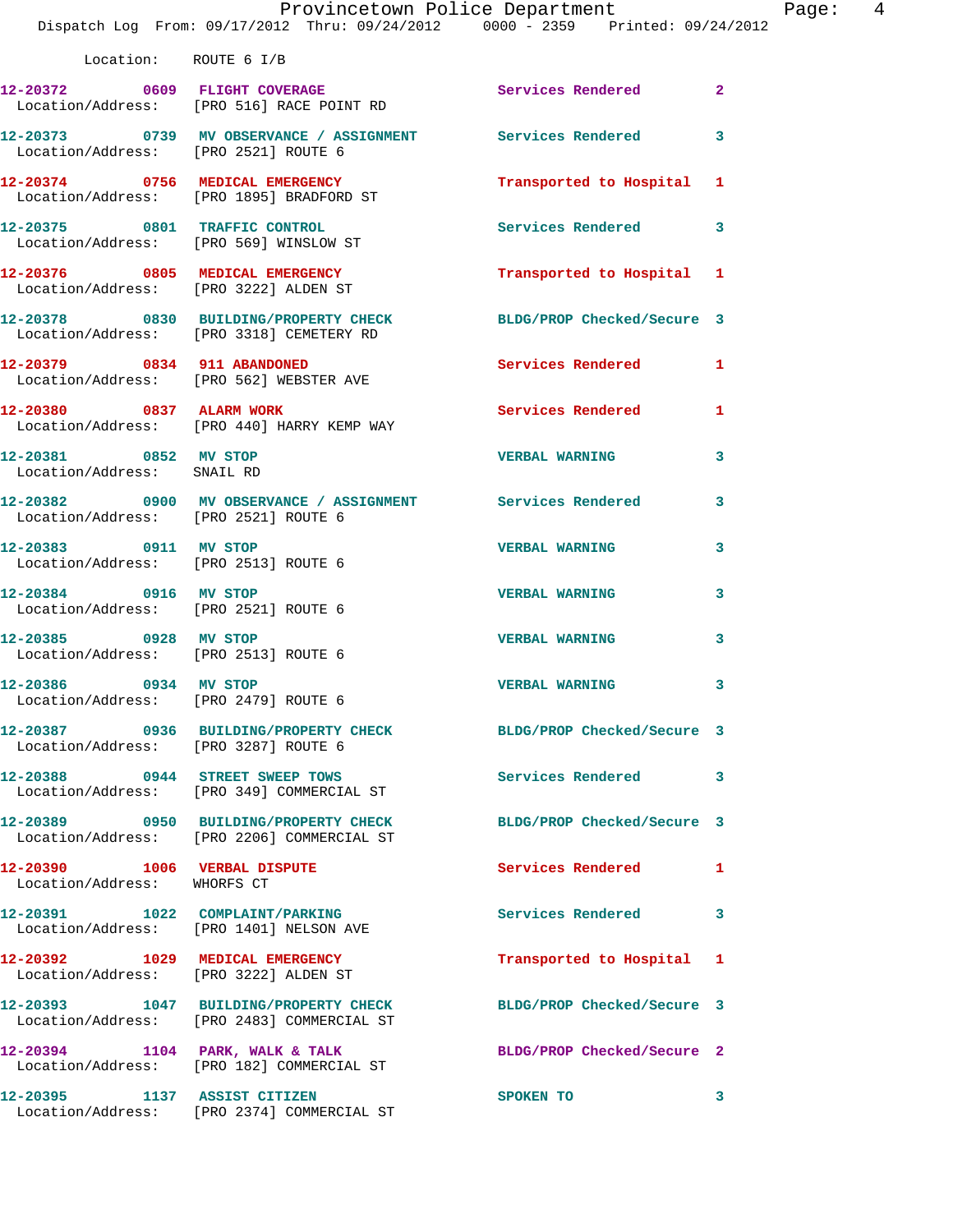Location: ROUTE 6 I/B

12-20372 0609 FLIGHT COVERAGE Services Rendered 2
Location/Address: [PRO 516] RACE POINT RD

12-20373 0739 MV OBSERVANCE / ASSIGNMENT Services Rendered 3
Location/Address: [PRO 2521] ROUTE 6

12-20374 0756 MEDICAL EMERGENCY Transported to Hospital 1
Location/Address: [PRO 1895] BRADFORD ST

12-20375 0801 TRAFFIC CONTROL Services Rendered 3
Location/Address: [PRO 569] WINSLOW ST

12-20376 0805 MEDICAL EMERGENCY Transported to Hospital 1
Location/Address: [PRO 3222] ALDEN ST

12-20378 0830 BUILDING/PROPERTY CHECK BLDG/PROP Checked/Secure 3
Location/Address: [PRO 3318] CEMETERY RD

12-20379 0834 911 ABANDONED Services Rendered 1
Location/Address: [PRO 562] WEBSTER AVE

12-20380 0837 ALARM WORK Services Rendered 1
Location/Address: [PRO 440] HARRY KEMP WAY

12-20381 0852 MV STOP VERBAL WARNING 3
Location/Address: SNAIL RD

12-20382 0900 MV OBSERVANCE / ASSIGNMENT Services Rendered 3
Location/Address: [PRO 2521] ROUTE 6

12-20383 0911 MV STOP VERBAL WARNING 3
Location/Address: [PRO 2513] ROUTE 6

12-20384 0916 MV STOP VERBAL WARNING 3
Location/Address: [PRO 2521] ROUTE 6

12-20385 0928 MV STOP VERBAL WARNING 3
Location/Address: [PRO 2513] ROUTE 6

12-20386 0934 MV STOP VERBAL WARNING 3
Location/Address: [PRO 2479] ROUTE 6

12-20387 0936 BUILDING/PROPERTY CHECK BLDG/PROP Checked/Secure 3
Location/Address: [PRO 3287] ROUTE 6

12-20388 0944 STREET SWEEP TOWS Services Rendered 3
Location/Address: [PRO 349] COMMERCIAL ST

12-20389 0950 BUILDING/PROPERTY CHECK BLDG/PROP Checked/Secure 3
Location/Address: [PRO 2206] COMMERCIAL ST

12-20390 1006 VERBAL DISPUTE Services Rendered 1
Location/Address: WHORFS CT

12-20391 1022 COMPLAINT/PARKING Services Rendered 3
Location/Address: [PRO 1401] NELSON AVE

12-20392 1029 MEDICAL EMERGENCY Transported to Hospital 1
Location/Address: [PRO 3222] ALDEN ST

12-20393 1047 BUILDING/PROPERTY CHECK BLDG/PROP Checked/Secure 3
Location/Address: [PRO 2483] COMMERCIAL ST

12-20394 1104 PARK, WALK & TALK BLDG/PROP Checked/Secure 2
Location/Address: [PRO 182] COMMERCIAL ST

12-20395 1137 ASSIST CITIZEN SPOKEN TO 3
Location/Address: [PRO 2374] COMMERCIAL ST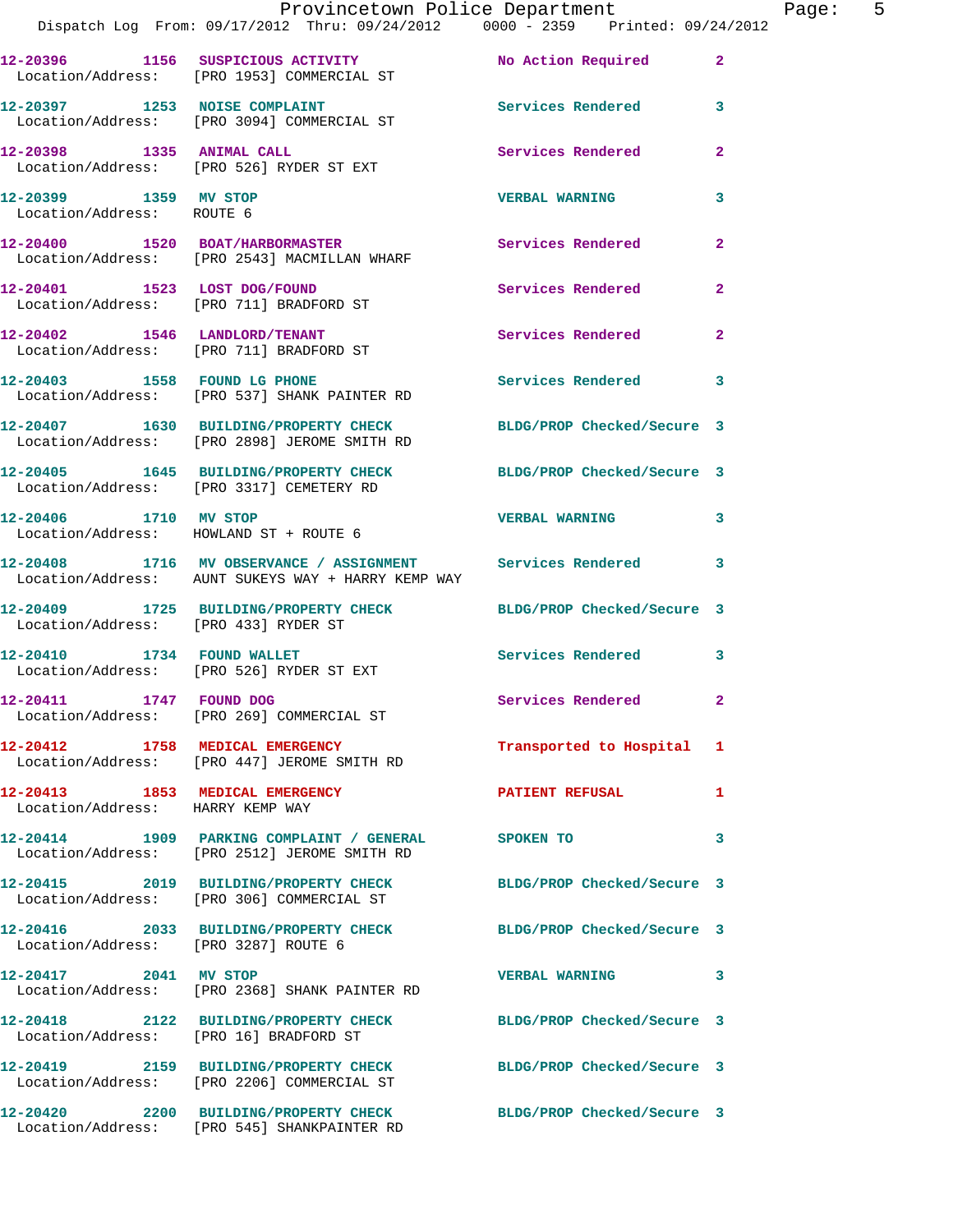12-20396 1156 SUSPICIOUS ACTIVITY No Action Required 2
Location/Address: [PRO 1953] COMMERCIAL ST

12-20397 1253 NOISE COMPLAINT Services Rendered 3
Location/Address: [PRO 3094] COMMERCIAL ST

12-20398 1335 ANIMAL CALL Services Rendered 2
Location/Address: [PRO 526] RYDER ST EXT

12-20399 1359 MV STOP VERBAL WARNING 3
Location/Address: ROUTE 6

12-20400 1520 BOAT/HARBORMASTER Services Rendered 2
Location/Address: [PRO 2543] MACMILLAN WHARF

12-20401 1523 LOST DOG/FOUND Services Rendered 2
Location/Address: [PRO 711] BRADFORD ST

12-20402 1546 LANDLORD/TENANT Services Rendered 2
Location/Address: [PRO 711] BRADFORD ST

12-20403 1558 FOUND LG PHONE Services Rendered 3
Location/Address: [PRO 537] SHANK PAINTER RD

12-20407 1630 BUILDING/PROPERTY CHECK BLDG/PROP Checked/Secure 3
Location/Address: [PRO 2898] JEROME SMITH RD

12-20405 1645 BUILDING/PROPERTY CHECK BLDG/PROP Checked/Secure 3
Location/Address: [PRO 3317] CEMETERY RD

12-20406 1710 MV STOP VERBAL WARNING 3
Location/Address: HOWLAND ST + ROUTE 6

12-20408 1716 MV OBSERVANCE / ASSIGNMENT Services Rendered 3
Location/Address: AUNT SUKEYS WAY + HARRY KEMP WAY

12-20409 1725 BUILDING/PROPERTY CHECK BLDG/PROP Checked/Secure 3
Location/Address: [PRO 433] RYDER ST

12-20410 1734 FOUND WALLET Services Rendered 3
Location/Address: [PRO 526] RYDER ST EXT

12-20411 1747 FOUND DOG Services Rendered 2
Location/Address: [PRO 269] COMMERCIAL ST

12-20412 1758 MEDICAL EMERGENCY Transported to Hospital 1
Location/Address: [PRO 447] JEROME SMITH RD

12-20413 1853 MEDICAL EMERGENCY PATIENT REFUSAL 1
Location/Address: HARRY KEMP WAY

12-20414 1909 PARKING COMPLAINT / GENERAL SPOKEN TO 3
Location/Address: [PRO 2512] JEROME SMITH RD

12-20415 2019 BUILDING/PROPERTY CHECK BLDG/PROP Checked/Secure 3
Location/Address: [PRO 306] COMMERCIAL ST

12-20416 2033 BUILDING/PROPERTY CHECK BLDG/PROP Checked/Secure 3
Location/Address: [PRO 3287] ROUTE 6

12-20417 2041 MV STOP VERBAL WARNING 3
Location/Address: [PRO 2368] SHANK PAINTER RD

12-20418 2122 BUILDING/PROPERTY CHECK BLDG/PROP Checked/Secure 3
Location/Address: [PRO 16] BRADFORD ST

12-20419 2159 BUILDING/PROPERTY CHECK BLDG/PROP Checked/Secure 3
Location/Address: [PRO 2206] COMMERCIAL ST

12-20420 2200 BUILDING/PROPERTY CHECK BLDG/PROP Checked/Secure 3
Location/Address: [PRO 545] SHANKPAINTER RD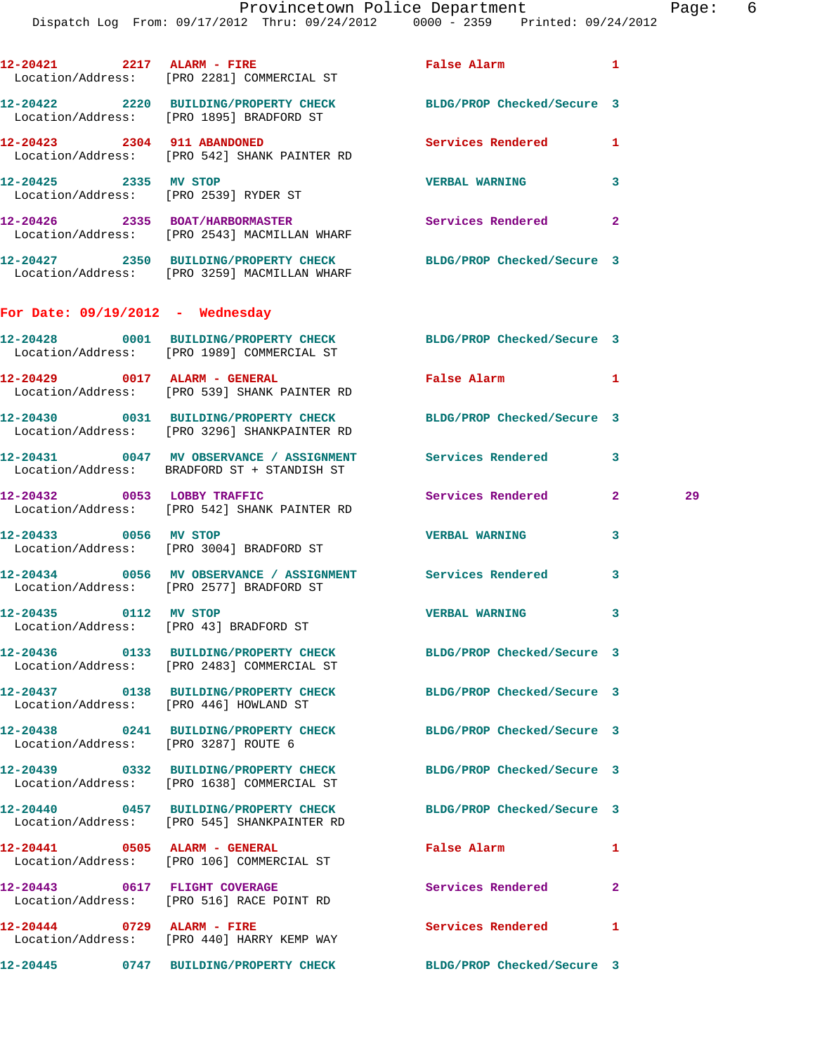12-20421 2217 ALARM - FIRE False Alarm 1
Location/Address: [PRO 2281] COMMERCIAL ST

12-20422 2220 BUILDING/PROPERTY CHECK BLDG/PROP Checked/Secure 3
Location/Address: [PRO 1895] BRADFORD ST

12-20423 2304 911 ABANDONED Services Rendered 1
Location/Address: [PRO 542] SHANK PAINTER RD

12-20425 2335 MV STOP VERBAL WARNING 3
Location/Address: [PRO 2539] RYDER ST

12-20426 2335 BOAT/HARBORMASTER Services Rendered 2
Location/Address: [PRO 2543] MACMILLAN WHARF

12-20427 2350 BUILDING/PROPERTY CHECK BLDG/PROP Checked/Secure 3
Location/Address: [PRO 3259] MACMILLAN WHARF

## For Date: 09/19/2012 - Wednesday

12-20428 0001 BUILDING/PROPERTY CHECK BLDG/PROP Checked/Secure 3
Location/Address: [PRO 1989] COMMERCIAL ST

12-20429 0017 ALARM - GENERAL False Alarm 1
Location/Address: [PRO 539] SHANK PAINTER RD

12-20430 0031 BUILDING/PROPERTY CHECK BLDG/PROP Checked/Secure 3
Location/Address: [PRO 3296] SHANKPAINTER RD

12-20431 0047 MV OBSERVANCE / ASSIGNMENT Services Rendered 3
Location/Address: BRADFORD ST + STANDISH ST

12-20432 0053 LOBBY TRAFFIC Services Rendered 2 29
Location/Address: [PRO 542] SHANK PAINTER RD

12-20433 0056 MV STOP VERBAL WARNING 3
Location/Address: [PRO 3004] BRADFORD ST

12-20434 0056 MV OBSERVANCE / ASSIGNMENT Services Rendered 3
Location/Address: [PRO 2577] BRADFORD ST

12-20435 0112 MV STOP VERBAL WARNING 3
Location/Address: [PRO 43] BRADFORD ST

12-20436 0133 BUILDING/PROPERTY CHECK BLDG/PROP Checked/Secure 3
Location/Address: [PRO 2483] COMMERCIAL ST

12-20437 0138 BUILDING/PROPERTY CHECK BLDG/PROP Checked/Secure 3
Location/Address: [PRO 446] HOWLAND ST

12-20438 0241 BUILDING/PROPERTY CHECK BLDG/PROP Checked/Secure 3
Location/Address: [PRO 3287] ROUTE 6

12-20439 0332 BUILDING/PROPERTY CHECK BLDG/PROP Checked/Secure 3
Location/Address: [PRO 1638] COMMERCIAL ST

12-20440 0457 BUILDING/PROPERTY CHECK BLDG/PROP Checked/Secure 3
Location/Address: [PRO 545] SHANKPAINTER RD

12-20441 0505 ALARM - GENERAL False Alarm 1
Location/Address: [PRO 106] COMMERCIAL ST

12-20443 0617 FLIGHT COVERAGE Services Rendered 2
Location/Address: [PRO 516] RACE POINT RD

12-20444 0729 ALARM - FIRE Services Rendered 1
Location/Address: [PRO 440] HARRY KEMP WAY

12-20445 0747 BUILDING/PROPERTY CHECK BLDG/PROP Checked/Secure 3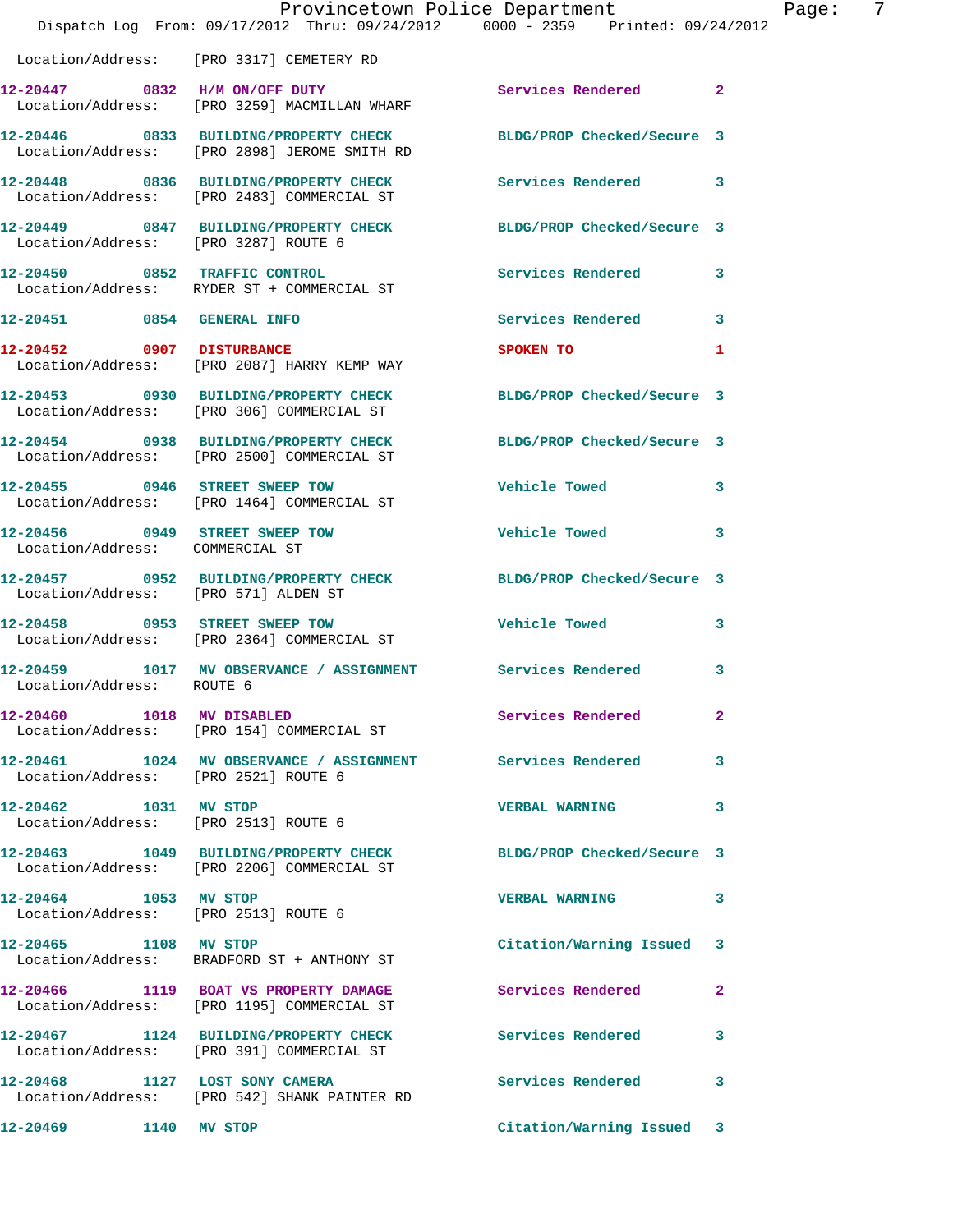Location/Address: [PRO 3317] CEMETERY RD

12-20447 0832 H/M ON/OFF DUTY Services Rendered 2
Location/Address: [PRO 3259] MACMILLAN WHARF

12-20446 0833 BUILDING/PROPERTY CHECK BLDG/PROP Checked/Secure 3
Location/Address: [PRO 2898] JEROME SMITH RD

12-20448 0836 BUILDING/PROPERTY CHECK Services Rendered 3
Location/Address: [PRO 2483] COMMERCIAL ST

12-20449 0847 BUILDING/PROPERTY CHECK BLDG/PROP Checked/Secure 3
Location/Address: [PRO 3287] ROUTE 6

12-20450 0852 TRAFFIC CONTROL Services Rendered 3
Location/Address: RYDER ST + COMMERCIAL ST

12-20451 0854 GENERAL INFO Services Rendered 3

12-20452 0907 DISTURBANCE SPOKEN TO 1
Location/Address: [PRO 2087] HARRY KEMP WAY

12-20453 0930 BUILDING/PROPERTY CHECK BLDG/PROP Checked/Secure 3
Location/Address: [PRO 306] COMMERCIAL ST

12-20454 0938 BUILDING/PROPERTY CHECK BLDG/PROP Checked/Secure 3
Location/Address: [PRO 2500] COMMERCIAL ST

12-20455 0946 STREET SWEEP TOW Vehicle Towed 3
Location/Address: [PRO 1464] COMMERCIAL ST

12-20456 0949 STREET SWEEP TOW Vehicle Towed 3
Location/Address: COMMERCIAL ST

12-20457 0952 BUILDING/PROPERTY CHECK BLDG/PROP Checked/Secure 3
Location/Address: [PRO 571] ALDEN ST

12-20458 0953 STREET SWEEP TOW Vehicle Towed 3
Location/Address: [PRO 2364] COMMERCIAL ST

12-20459 1017 MV OBSERVANCE / ASSIGNMENT Services Rendered 3
Location/Address: ROUTE 6

12-20460 1018 MV DISABLED Services Rendered 2
Location/Address: [PRO 154] COMMERCIAL ST

12-20461 1024 MV OBSERVANCE / ASSIGNMENT Services Rendered 3
Location/Address: [PRO 2521] ROUTE 6

12-20462 1031 MV STOP VERBAL WARNING 3
Location/Address: [PRO 2513] ROUTE 6

12-20463 1049 BUILDING/PROPERTY CHECK BLDG/PROP Checked/Secure 3
Location/Address: [PRO 2206] COMMERCIAL ST

12-20464 1053 MV STOP VERBAL WARNING 3
Location/Address: [PRO 2513] ROUTE 6

12-20465 1108 MV STOP Citation/Warning Issued 3
Location/Address: BRADFORD ST + ANTHONY ST

12-20466 1119 BOAT VS PROPERTY DAMAGE Services Rendered 2
Location/Address: [PRO 1195] COMMERCIAL ST

12-20467 1124 BUILDING/PROPERTY CHECK Services Rendered 3
Location/Address: [PRO 391] COMMERCIAL ST

12-20468 1127 LOST SONY CAMERA Services Rendered 3
Location/Address: [PRO 542] SHANK PAINTER RD

12-20469 1140 MV STOP Citation/Warning Issued 3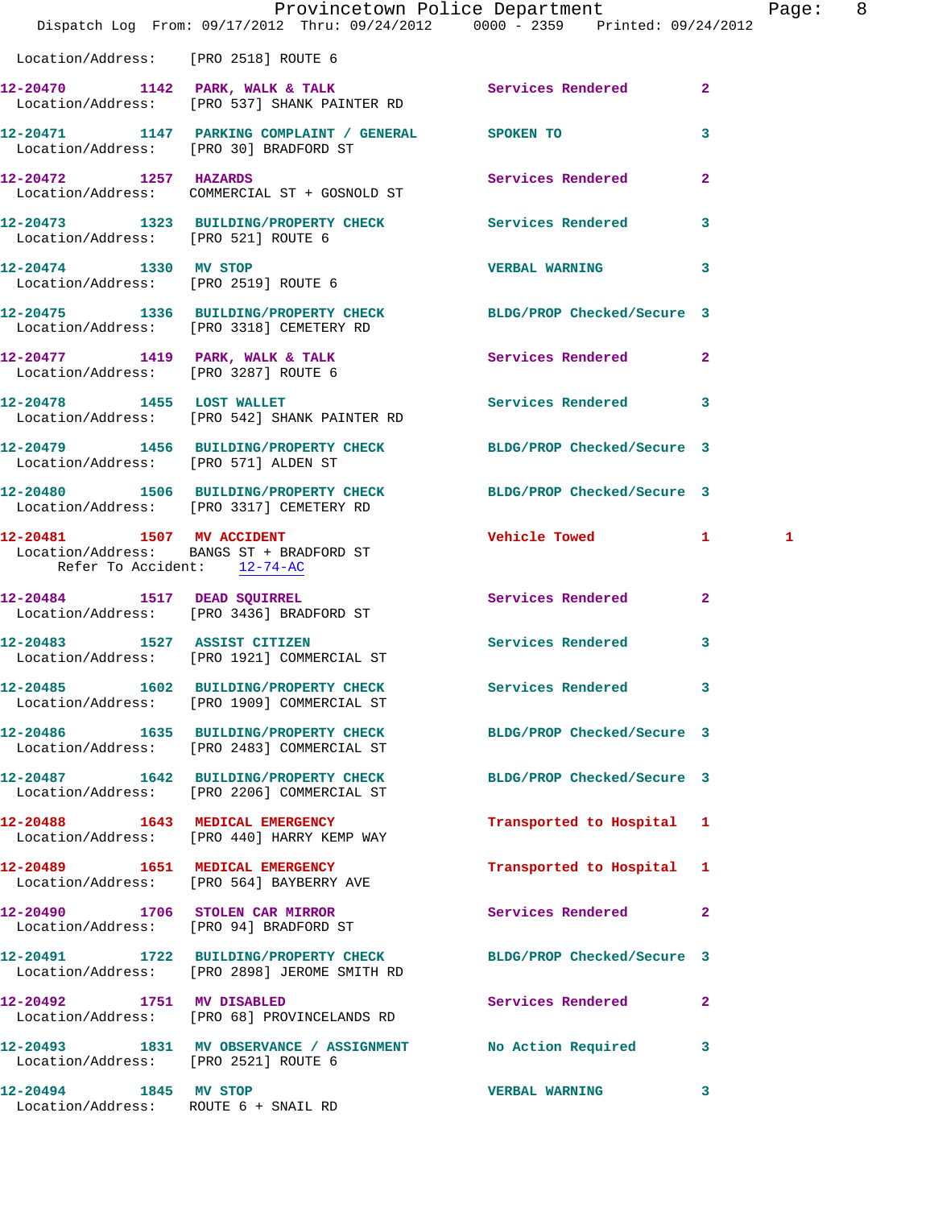Location/Address: [PRO 2518] ROUTE 6

| Call Number | Time | Call Reason | Action | Priority | |
|---|---|---|---|---|---|
| 12-20470 | 1142 | PARK, WALK & TALK | Services Rendered | 2 | |
| | | Location/Address: [PRO 537] SHANK PAINTER RD | | | |
| 12-20471 | 1147 | PARKING COMPLAINT / GENERAL | SPOKEN TO | 3 | |
| | | Location/Address: [PRO 30] BRADFORD ST | | | |
| 12-20472 | 1257 | HAZARDS | Services Rendered | 2 | |
| | | Location/Address: COMMERCIAL ST + GOSNOLD ST | | | |
| 12-20473 | 1323 | BUILDING/PROPERTY CHECK | Services Rendered | 3 | |
| | | Location/Address: [PRO 521] ROUTE 6 | | | |
| 12-20474 | 1330 | MV STOP | VERBAL WARNING | 3 | |
| | | Location/Address: [PRO 2519] ROUTE 6 | | | |
| 12-20475 | 1336 | BUILDING/PROPERTY CHECK | BLDG/PROP Checked/Secure | 3 | |
| | | Location/Address: [PRO 3318] CEMETERY RD | | | |
| 12-20477 | 1419 | PARK, WALK & TALK | Services Rendered | 2 | |
| | | Location/Address: [PRO 3287] ROUTE 6 | | | |
| 12-20478 | 1455 | LOST WALLET | Services Rendered | 3 | |
| | | Location/Address: [PRO 542] SHANK PAINTER RD | | | |
| 12-20479 | 1456 | BUILDING/PROPERTY CHECK | BLDG/PROP Checked/Secure | 3 | |
| | | Location/Address: [PRO 571] ALDEN ST | | | |
| 12-20480 | 1506 | BUILDING/PROPERTY CHECK | BLDG/PROP Checked/Secure | 3 | |
| | | Location/Address: [PRO 3317] CEMETERY RD | | | |
| 12-20481 | 1507 | MV ACCIDENT | Vehicle Towed | 1 | 1 |
| | | Location/Address: BANGS ST + BRADFORD ST | | | |
| | | Refer To Accident: 12-74-AC | | | |
| 12-20484 | 1517 | DEAD SQUIRREL | Services Rendered | 2 | |
| | | Location/Address: [PRO 3436] BRADFORD ST | | | |
| 12-20483 | 1527 | ASSIST CITIZEN | Services Rendered | 3 | |
| | | Location/Address: [PRO 1921] COMMERCIAL ST | | | |
| 12-20485 | 1602 | BUILDING/PROPERTY CHECK | Services Rendered | 3 | |
| | | Location/Address: [PRO 1909] COMMERCIAL ST | | | |
| 12-20486 | 1635 | BUILDING/PROPERTY CHECK | BLDG/PROP Checked/Secure | 3 | |
| | | Location/Address: [PRO 2483] COMMERCIAL ST | | | |
| 12-20487 | 1642 | BUILDING/PROPERTY CHECK | BLDG/PROP Checked/Secure | 3 | |
| | | Location/Address: [PRO 2206] COMMERCIAL ST | | | |
| 12-20488 | 1643 | MEDICAL EMERGENCY | Transported to Hospital | 1 | |
| | | Location/Address: [PRO 440] HARRY KEMP WAY | | | |
| 12-20489 | 1651 | MEDICAL EMERGENCY | Transported to Hospital | 1 | |
| | | Location/Address: [PRO 564] BAYBERRY AVE | | | |
| 12-20490 | 1706 | STOLEN CAR MIRROR | Services Rendered | 2 | |
| | | Location/Address: [PRO 94] BRADFORD ST | | | |
| 12-20491 | 1722 | BUILDING/PROPERTY CHECK | BLDG/PROP Checked/Secure | 3 | |
| | | Location/Address: [PRO 2898] JEROME SMITH RD | | | |
| 12-20492 | 1751 | MV DISABLED | Services Rendered | 2 | |
| | | Location/Address: [PRO 68] PROVINCELANDS RD | | | |
| 12-20493 | 1831 | MV OBSERVANCE / ASSIGNMENT | No Action Required | 3 | |
| | | Location/Address: [PRO 2521] ROUTE 6 | | | |
| 12-20494 | 1845 | MV STOP | VERBAL WARNING | 3 | |
| | | Location/Address: ROUTE 6 + SNAIL RD | | | |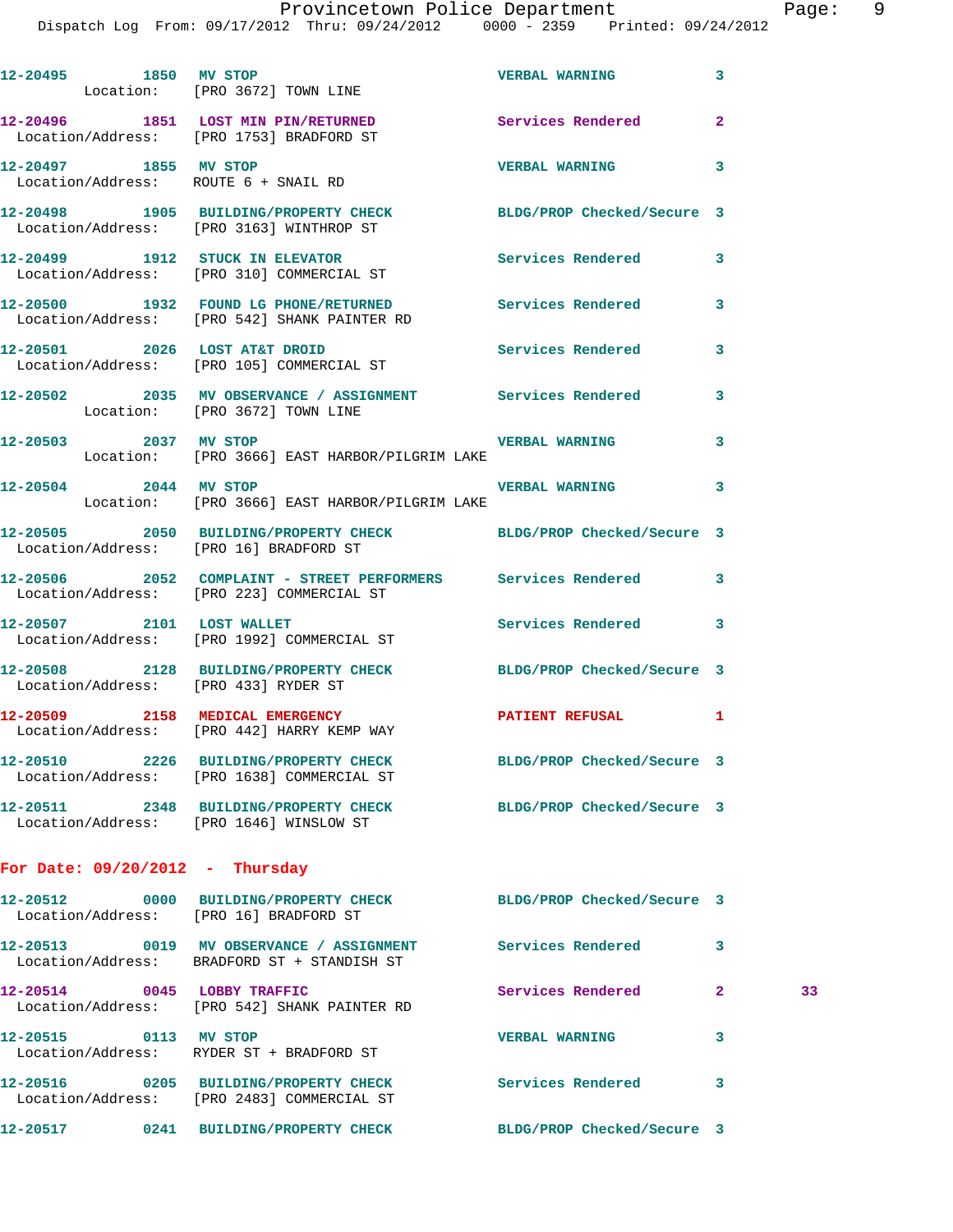12-20495 1850 MV STOP VERBAL WARNING 3
Location: [PRO 3672] TOWN LINE

12-20496 1851 LOST MIN PIN/RETURNED Services Rendered 2
Location/Address: [PRO 1753] BRADFORD ST

12-20497 1855 MV STOP VERBAL WARNING 3
Location/Address: ROUTE 6 + SNAIL RD

12-20498 1905 BUILDING/PROPERTY CHECK BLDG/PROP Checked/Secure 3
Location/Address: [PRO 3163] WINTHROP ST

12-20499 1912 STUCK IN ELEVATOR Services Rendered 3
Location/Address: [PRO 310] COMMERCIAL ST

12-20500 1932 FOUND LG PHONE/RETURNED Services Rendered 3
Location/Address: [PRO 542] SHANK PAINTER RD

12-20501 2026 LOST AT&T DROID Services Rendered 3
Location/Address: [PRO 105] COMMERCIAL ST

12-20502 2035 MV OBSERVANCE / ASSIGNMENT Services Rendered 3
Location: [PRO 3672] TOWN LINE

12-20503 2037 MV STOP VERBAL WARNING 3
Location: [PRO 3666] EAST HARBOR/PILGRIM LAKE

12-20504 2044 MV STOP VERBAL WARNING 3
Location: [PRO 3666] EAST HARBOR/PILGRIM LAKE

12-20505 2050 BUILDING/PROPERTY CHECK BLDG/PROP Checked/Secure 3
Location/Address: [PRO 16] BRADFORD ST

12-20506 2052 COMPLAINT - STREET PERFORMERS Services Rendered 3
Location/Address: [PRO 223] COMMERCIAL ST

12-20507 2101 LOST WALLET Services Rendered 3
Location/Address: [PRO 1992] COMMERCIAL ST

12-20508 2128 BUILDING/PROPERTY CHECK BLDG/PROP Checked/Secure 3
Location/Address: [PRO 433] RYDER ST

12-20509 2158 MEDICAL EMERGENCY PATIENT REFUSAL 1
Location/Address: [PRO 442] HARRY KEMP WAY

12-20510 2226 BUILDING/PROPERTY CHECK BLDG/PROP Checked/Secure 3
Location/Address: [PRO 1638] COMMERCIAL ST

12-20511 2348 BUILDING/PROPERTY CHECK BLDG/PROP Checked/Secure 3
Location/Address: [PRO 1646] WINSLOW ST

**For Date: 09/20/2012 - Thursday**

12-20512 0000 BUILDING/PROPERTY CHECK BLDG/PROP Checked/Secure 3
Location/Address: [PRO 16] BRADFORD ST

12-20513 0019 MV OBSERVANCE / ASSIGNMENT Services Rendered 3
Location/Address: BRADFORD ST + STANDISH ST

12-20514 0045 LOBBY TRAFFIC Services Rendered 2 33
Location/Address: [PRO 542] SHANK PAINTER RD

12-20515 0113 MV STOP VERBAL WARNING 3
Location/Address: RYDER ST + BRADFORD ST

12-20516 0205 BUILDING/PROPERTY CHECK Services Rendered 3
Location/Address: [PRO 2483] COMMERCIAL ST

12-20517 0241 BUILDING/PROPERTY CHECK BLDG/PROP Checked/Secure 3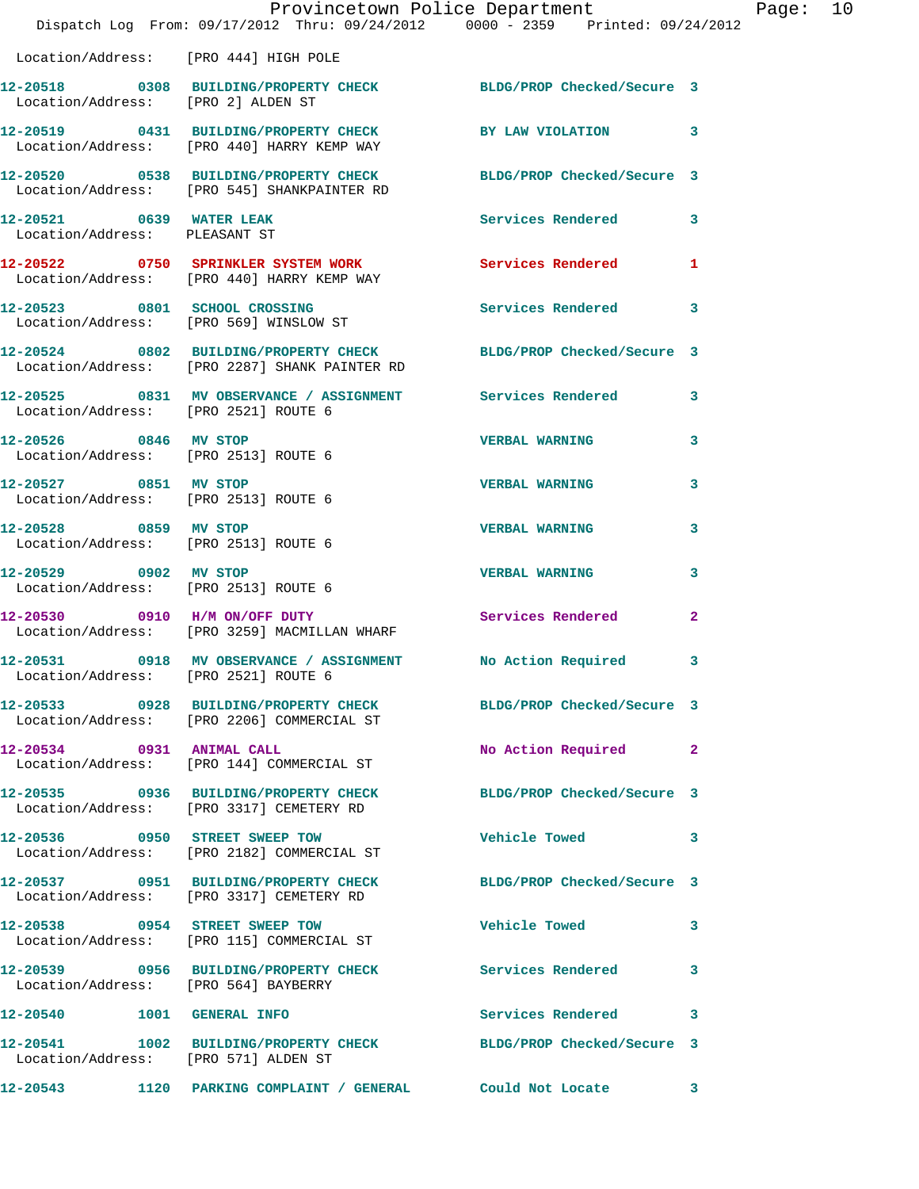Location/Address: [PRO 444] HIGH POLE

12-20518 0308 BUILDING/PROPERTY CHECK BLDG/PROP Checked/Secure 3
Location/Address: [PRO 2] ALDEN ST

12-20519 0431 BUILDING/PROPERTY CHECK BY LAW VIOLATION 3
Location/Address: [PRO 440] HARRY KEMP WAY

12-20520 0538 BUILDING/PROPERTY CHECK BLDG/PROP Checked/Secure 3
Location/Address: [PRO 545] SHANKPAINTER RD

12-20521 0639 WATER LEAK Services Rendered 3
Location/Address: PLEASANT ST

12-20522 0750 SPRINKLER SYSTEM WORK Services Rendered 1
Location/Address: [PRO 440] HARRY KEMP WAY

12-20523 0801 SCHOOL CROSSING Services Rendered 3
Location/Address: [PRO 569] WINSLOW ST

12-20524 0802 BUILDING/PROPERTY CHECK BLDG/PROP Checked/Secure 3
Location/Address: [PRO 2287] SHANK PAINTER RD

12-20525 0831 MV OBSERVANCE / ASSIGNMENT Services Rendered 3
Location/Address: [PRO 2521] ROUTE 6

12-20526 0846 MV STOP VERBAL WARNING 3
Location/Address: [PRO 2513] ROUTE 6

12-20527 0851 MV STOP VERBAL WARNING 3
Location/Address: [PRO 2513] ROUTE 6

12-20528 0859 MV STOP VERBAL WARNING 3
Location/Address: [PRO 2513] ROUTE 6

12-20529 0902 MV STOP VERBAL WARNING 3
Location/Address: [PRO 2513] ROUTE 6

12-20530 0910 H/M ON/OFF DUTY Services Rendered 2
Location/Address: [PRO 3259] MACMILLAN WHARF

12-20531 0918 MV OBSERVANCE / ASSIGNMENT No Action Required 3
Location/Address: [PRO 2521] ROUTE 6

12-20533 0928 BUILDING/PROPERTY CHECK BLDG/PROP Checked/Secure 3
Location/Address: [PRO 2206] COMMERCIAL ST

12-20534 0931 ANIMAL CALL No Action Required 2
Location/Address: [PRO 144] COMMERCIAL ST

12-20535 0936 BUILDING/PROPERTY CHECK BLDG/PROP Checked/Secure 3
Location/Address: [PRO 3317] CEMETERY RD

12-20536 0950 STREET SWEEP TOW Vehicle Towed 3
Location/Address: [PRO 2182] COMMERCIAL ST

12-20537 0951 BUILDING/PROPERTY CHECK BLDG/PROP Checked/Secure 3
Location/Address: [PRO 3317] CEMETERY RD

12-20538 0954 STREET SWEEP TOW Vehicle Towed 3
Location/Address: [PRO 115] COMMERCIAL ST

12-20539 0956 BUILDING/PROPERTY CHECK Services Rendered 3
Location/Address: [PRO 564] BAYBERRY

12-20540 1001 GENERAL INFO Services Rendered 3

12-20541 1002 BUILDING/PROPERTY CHECK BLDG/PROP Checked/Secure 3
Location/Address: [PRO 571] ALDEN ST

12-20543 1120 PARKING COMPLAINT / GENERAL Could Not Locate 3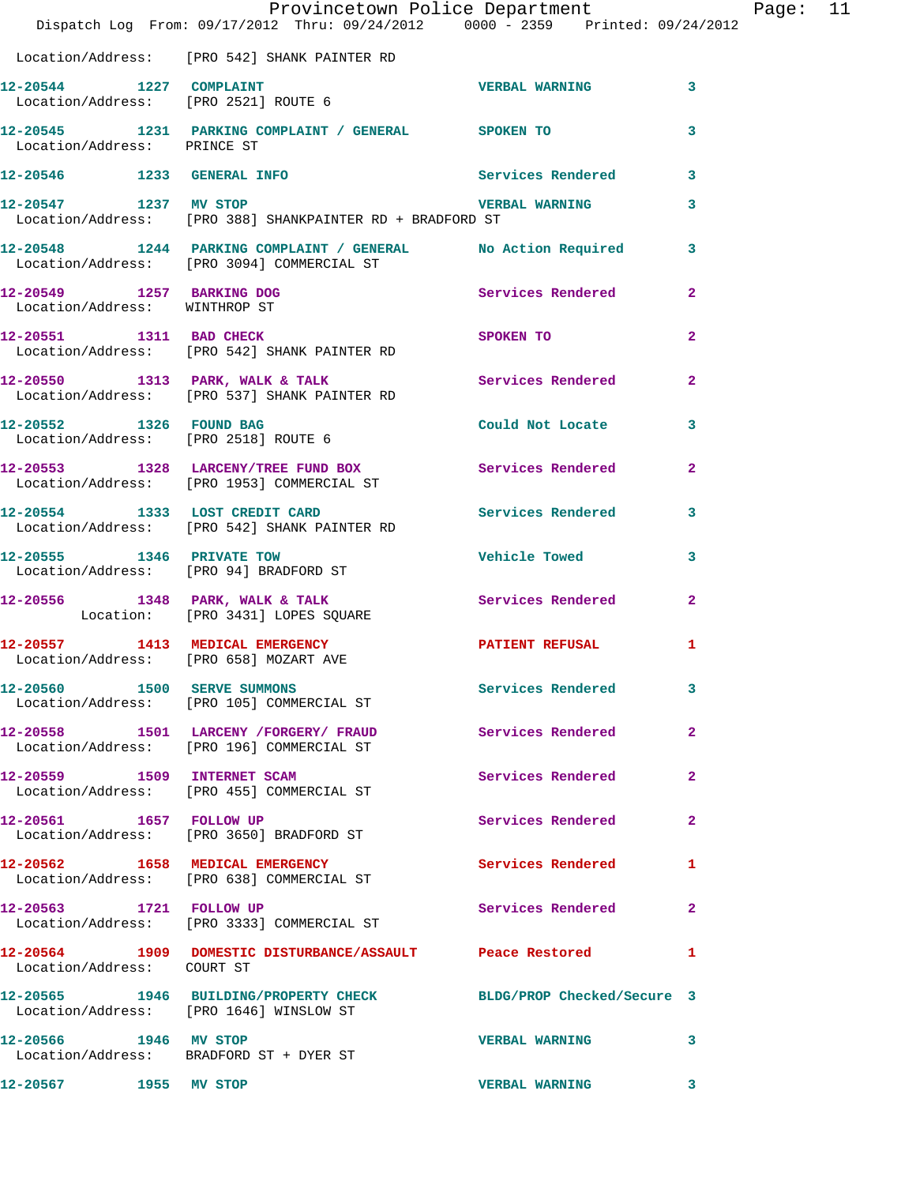Location/Address: [PRO 542] SHANK PAINTER RD

12-20544 1227 COMPLAINT VERBAL WARNING 3
Location/Address: [PRO 2521] ROUTE 6

12-20545 1231 PARKING COMPLAINT / GENERAL SPOKEN TO 3
Location/Address: PRINCE ST

12-20546 1233 GENERAL INFO Services Rendered 3

12-20547 1237 MV STOP VERBAL WARNING 3
Location/Address: [PRO 388] SHANKPAINTER RD + BRADFORD ST

12-20548 1244 PARKING COMPLAINT / GENERAL No Action Required 3
Location/Address: [PRO 3094] COMMERCIAL ST

12-20549 1257 BARKING DOG Services Rendered 2
Location/Address: WINTHROP ST

12-20551 1311 BAD CHECK SPOKEN TO 2
Location/Address: [PRO 542] SHANK PAINTER RD

12-20550 1313 PARK, WALK & TALK Services Rendered 2
Location/Address: [PRO 537] SHANK PAINTER RD

12-20552 1326 FOUND BAG Could Not Locate 3
Location/Address: [PRO 2518] ROUTE 6

12-20553 1328 LARCENY/TREE FUND BOX Services Rendered 2
Location/Address: [PRO 1953] COMMERCIAL ST

12-20554 1333 LOST CREDIT CARD Services Rendered 3
Location/Address: [PRO 542] SHANK PAINTER RD

12-20555 1346 PRIVATE TOW Vehicle Towed 3
Location/Address: [PRO 94] BRADFORD ST

12-20556 1348 PARK, WALK & TALK Services Rendered 2
Location: [PRO 3431] LOPES SQUARE

12-20557 1413 MEDICAL EMERGENCY PATIENT REFUSAL 1
Location/Address: [PRO 658] MOZART AVE

12-20560 1500 SERVE SUMMONS Services Rendered 3
Location/Address: [PRO 105] COMMERCIAL ST

12-20558 1501 LARCENY /FORGERY/ FRAUD Services Rendered 2
Location/Address: [PRO 196] COMMERCIAL ST

12-20559 1509 INTERNET SCAM Services Rendered 2
Location/Address: [PRO 455] COMMERCIAL ST

12-20561 1657 FOLLOW UP Services Rendered 2
Location/Address: [PRO 3650] BRADFORD ST

12-20562 1658 MEDICAL EMERGENCY Services Rendered 1
Location/Address: [PRO 638] COMMERCIAL ST

12-20563 1721 FOLLOW UP Services Rendered 2
Location/Address: [PRO 3333] COMMERCIAL ST

12-20564 1909 DOMESTIC DISTURBANCE/ASSAULT Peace Restored 1
Location/Address: COURT ST

12-20565 1946 BUILDING/PROPERTY CHECK BLDG/PROP Checked/Secure 3
Location/Address: [PRO 1646] WINSLOW ST

12-20566 1946 MV STOP VERBAL WARNING 3
Location/Address: BRADFORD ST + DYER ST

12-20567 1955 MV STOP VERBAL WARNING 3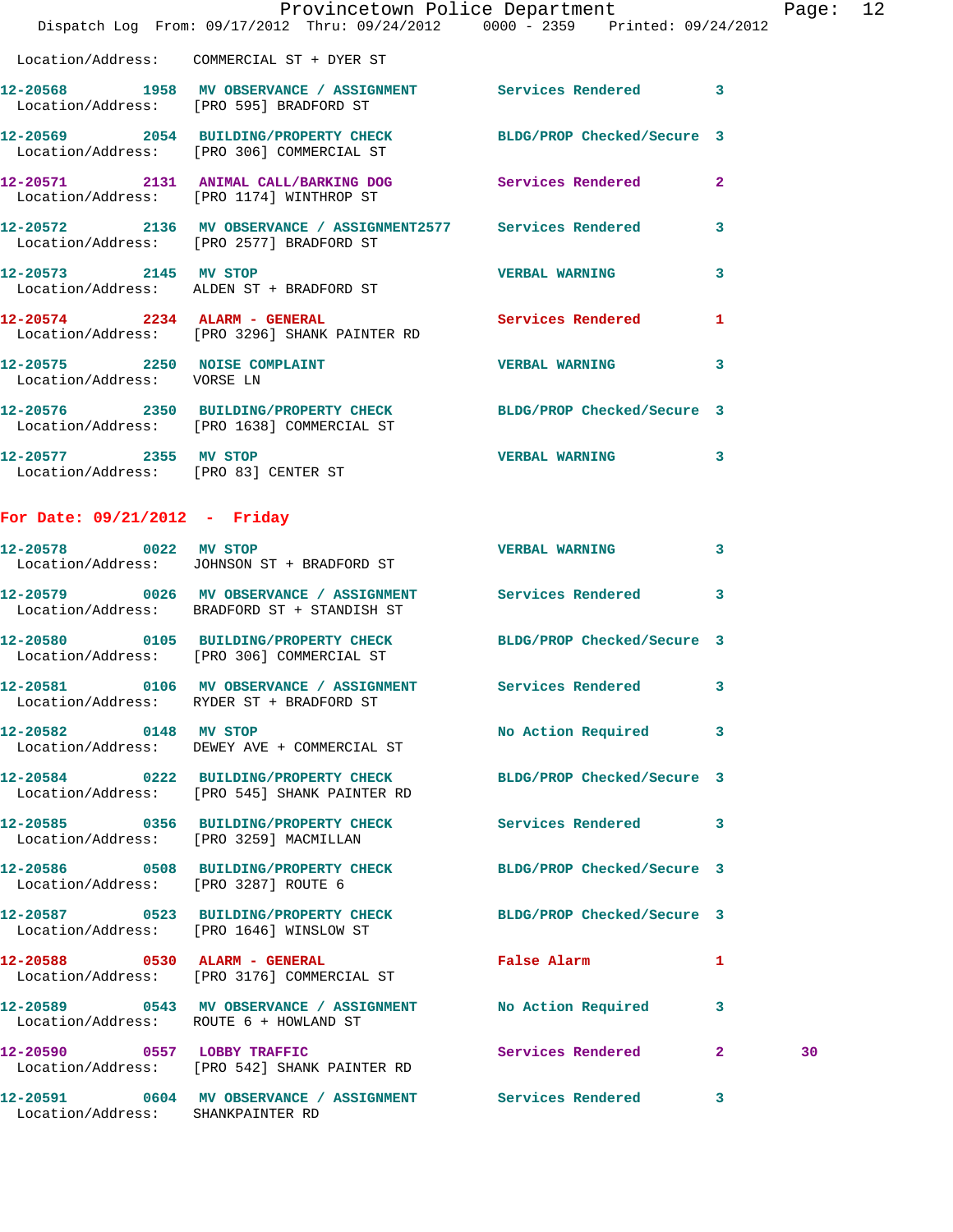Location/Address: COMMERCIAL ST + DYER ST

| Call # | Time | Call Type | Action | Priority | |
|---|---|---|---|---|---|
| 12-20568 | 1958 | MV OBSERVANCE / ASSIGNMENT | Services Rendered | 3 | |
| | | Location/Address: [PRO 595] BRADFORD ST | | | |
| 12-20569 | 2054 | BUILDING/PROPERTY CHECK | BLDG/PROP Checked/Secure | 3 | |
| | | Location/Address: [PRO 306] COMMERCIAL ST | | | |
| 12-20571 | 2131 | ANIMAL CALL/BARKING DOG | Services Rendered | 2 | |
| | | Location/Address: [PRO 1174] WINTHROP ST | | | |
| 12-20572 | 2136 | MV OBSERVANCE / ASSIGNMENT2577 | Services Rendered | 3 | |
| | | Location/Address: [PRO 2577] BRADFORD ST | | | |
| 12-20573 | 2145 | MV STOP | VERBAL WARNING | 3 | |
| | | Location/Address: ALDEN ST + BRADFORD ST | | | |
| 12-20574 | 2234 | ALARM - GENERAL | Services Rendered | 1 | |
| | | Location/Address: [PRO 3296] SHANK PAINTER RD | | | |
| 12-20575 | 2250 | NOISE COMPLAINT | VERBAL WARNING | 3 | |
| | | Location/Address: VORSE LN | | | |
| 12-20576 | 2350 | BUILDING/PROPERTY CHECK | BLDG/PROP Checked/Secure | 3 | |
| | | Location/Address: [PRO 1638] COMMERCIAL ST | | | |
| 12-20577 | 2355 | MV STOP | VERBAL WARNING | 3 | |
| | | Location/Address: [PRO 83] CENTER ST | | | |

## For Date: 09/21/2012 - Friday

| Call # | Time | Call Type | Action | Priority | |
|---|---|---|---|---|---|
| 12-20578 | 0022 | MV STOP | VERBAL WARNING | 3 | |
| | | Location/Address: JOHNSON ST + BRADFORD ST | | | |
| 12-20579 | 0026 | MV OBSERVANCE / ASSIGNMENT | Services Rendered | 3 | |
| | | Location/Address: BRADFORD ST + STANDISH ST | | | |
| 12-20580 | 0105 | BUILDING/PROPERTY CHECK | BLDG/PROP Checked/Secure | 3 | |
| | | Location/Address: [PRO 306] COMMERCIAL ST | | | |
| 12-20581 | 0106 | MV OBSERVANCE / ASSIGNMENT | Services Rendered | 3 | |
| | | Location/Address: RYDER ST + BRADFORD ST | | | |
| 12-20582 | 0148 | MV STOP | No Action Required | 3 | |
| | | Location/Address: DEWEY AVE + COMMERCIAL ST | | | |
| 12-20584 | 0222 | BUILDING/PROPERTY CHECK | BLDG/PROP Checked/Secure | 3 | |
| | | Location/Address: [PRO 545] SHANK PAINTER RD | | | |
| 12-20585 | 0356 | BUILDING/PROPERTY CHECK | Services Rendered | 3 | |
| | | Location/Address: [PRO 3259] MACMILLAN | | | |
| 12-20586 | 0508 | BUILDING/PROPERTY CHECK | BLDG/PROP Checked/Secure | 3 | |
| | | Location/Address: [PRO 3287] ROUTE 6 | | | |
| 12-20587 | 0523 | BUILDING/PROPERTY CHECK | BLDG/PROP Checked/Secure | 3 | |
| | | Location/Address: [PRO 1646] WINSLOW ST | | | |
| 12-20588 | 0530 | ALARM - GENERAL | False Alarm | 1 | |
| | | Location/Address: [PRO 3176] COMMERCIAL ST | | | |
| 12-20589 | 0543 | MV OBSERVANCE / ASSIGNMENT | No Action Required | 3 | |
| | | Location/Address: ROUTE 6 + HOWLAND ST | | | |
| 12-20590 | 0557 | LOBBY TRAFFIC | Services Rendered | 2 | 30 |
| | | Location/Address: [PRO 542] SHANK PAINTER RD | | | |
| 12-20591 | 0604 | MV OBSERVANCE / ASSIGNMENT | Services Rendered | 3 | |
| | | Location/Address: SHANKPAINTER RD | | | |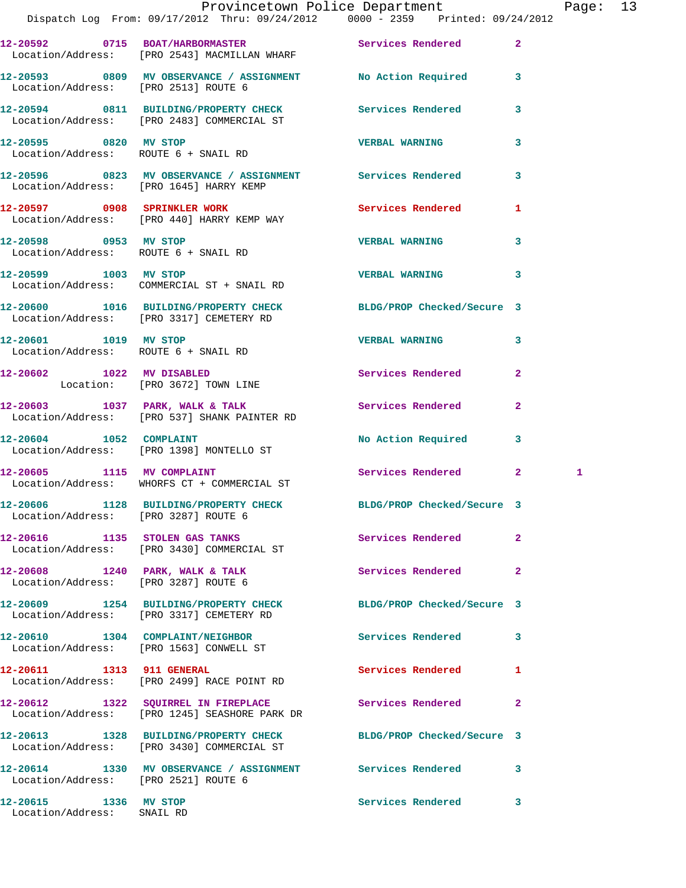12-20592 0715 BOAT/HARBORMASTER Services Rendered 2
Location/Address: [PRO 2543] MACMILLAN WHARF

12-20593 0809 MV OBSERVANCE / ASSIGNMENT No Action Required 3
Location/Address: [PRO 2513] ROUTE 6

12-20594 0811 BUILDING/PROPERTY CHECK Services Rendered 3
Location/Address: [PRO 2483] COMMERCIAL ST

12-20595 0820 MV STOP VERBAL WARNING 3
Location/Address: ROUTE 6 + SNAIL RD

12-20596 0823 MV OBSERVANCE / ASSIGNMENT Services Rendered 3
Location/Address: [PRO 1645] HARRY KEMP

12-20597 0908 SPRINKLER WORK Services Rendered 1
Location/Address: [PRO 440] HARRY KEMP WAY

12-20598 0953 MV STOP VERBAL WARNING 3
Location/Address: ROUTE 6 + SNAIL RD

12-20599 1003 MV STOP VERBAL WARNING 3
Location/Address: COMMERCIAL ST + SNAIL RD

12-20600 1016 BUILDING/PROPERTY CHECK BLDG/PROP Checked/Secure 3
Location/Address: [PRO 3317] CEMETERY RD

12-20601 1019 MV STOP VERBAL WARNING 3
Location/Address: ROUTE 6 + SNAIL RD

12-20602 1022 MV DISABLED Services Rendered 2
Location: [PRO 3672] TOWN LINE

12-20603 1037 PARK, WALK & TALK Services Rendered 2
Location/Address: [PRO 537] SHANK PAINTER RD

12-20604 1052 COMPLAINT No Action Required 3
Location/Address: [PRO 1398] MONTELLO ST

12-20605 1115 MV COMPLAINT Services Rendered 2 1
Location/Address: WHORFS CT + COMMERCIAL ST

12-20606 1128 BUILDING/PROPERTY CHECK BLDG/PROP Checked/Secure 3
Location/Address: [PRO 3287] ROUTE 6

12-20616 1135 STOLEN GAS TANKS Services Rendered 2
Location/Address: [PRO 3430] COMMERCIAL ST

12-20608 1240 PARK, WALK & TALK Services Rendered 2
Location/Address: [PRO 3287] ROUTE 6

12-20609 1254 BUILDING/PROPERTY CHECK BLDG/PROP Checked/Secure 3
Location/Address: [PRO 3317] CEMETERY RD

12-20610 1304 COMPLAINT/NEIGHBOR Services Rendered 3
Location/Address: [PRO 1563] CONWELL ST

12-20611 1313 911 GENERAL Services Rendered 1
Location/Address: [PRO 2499] RACE POINT RD

12-20612 1322 SQUIRREL IN FIREPLACE Services Rendered 2
Location/Address: [PRO 1245] SEASHORE PARK DR

12-20613 1328 BUILDING/PROPERTY CHECK BLDG/PROP Checked/Secure 3
Location/Address: [PRO 3430] COMMERCIAL ST

12-20614 1330 MV OBSERVANCE / ASSIGNMENT Services Rendered 3
Location/Address: [PRO 2521] ROUTE 6

12-20615 1336 MV STOP Services Rendered 3
Location/Address: SNAIL RD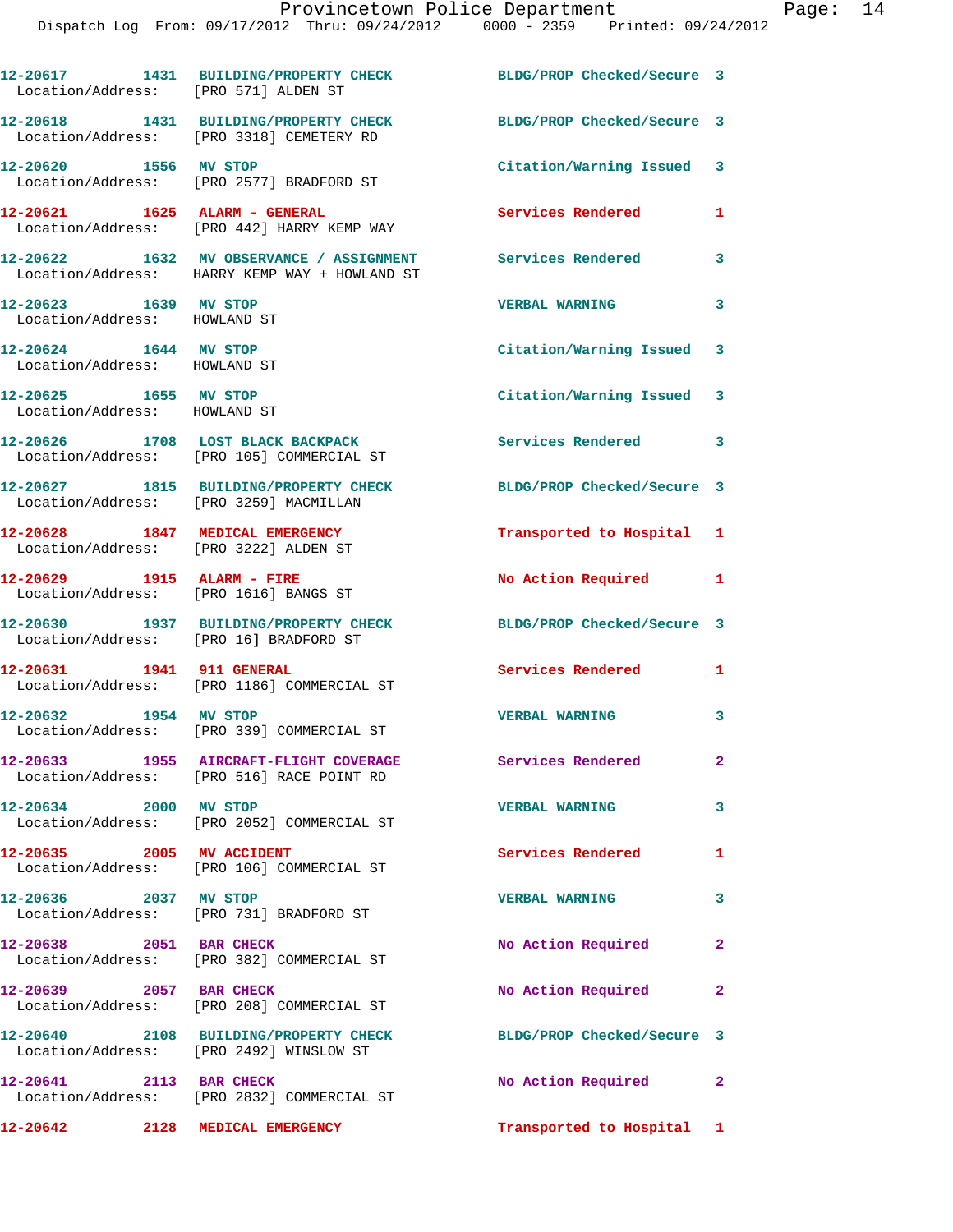12-20617 1431 BUILDING/PROPERTY CHECK BLDG/PROP Checked/Secure 3
Location/Address: [PRO 571] ALDEN ST

12-20618 1431 BUILDING/PROPERTY CHECK BLDG/PROP Checked/Secure 3
Location/Address: [PRO 3318] CEMETERY RD

12-20620 1556 MV STOP Citation/Warning Issued 3
Location/Address: [PRO 2577] BRADFORD ST

12-20621 1625 ALARM - GENERAL Services Rendered 1
Location/Address: [PRO 442] HARRY KEMP WAY

12-20622 1632 MV OBSERVANCE / ASSIGNMENT Services Rendered 3
Location/Address: HARRY KEMP WAY + HOWLAND ST

12-20623 1639 MV STOP VERBAL WARNING 3
Location/Address: HOWLAND ST

12-20624 1644 MV STOP Citation/Warning Issued 3
Location/Address: HOWLAND ST

12-20625 1655 MV STOP Citation/Warning Issued 3
Location/Address: HOWLAND ST

12-20626 1708 LOST BLACK BACKPACK Services Rendered 3
Location/Address: [PRO 105] COMMERCIAL ST

12-20627 1815 BUILDING/PROPERTY CHECK BLDG/PROP Checked/Secure 3
Location/Address: [PRO 3259] MACMILLAN

12-20628 1847 MEDICAL EMERGENCY Transported to Hospital 1
Location/Address: [PRO 3222] ALDEN ST

12-20629 1915 ALARM - FIRE No Action Required 1
Location/Address: [PRO 1616] BANGS ST

12-20630 1937 BUILDING/PROPERTY CHECK BLDG/PROP Checked/Secure 3
Location/Address: [PRO 16] BRADFORD ST

12-20631 1941 911 GENERAL Services Rendered 1
Location/Address: [PRO 1186] COMMERCIAL ST

12-20632 1954 MV STOP VERBAL WARNING 3
Location/Address: [PRO 339] COMMERCIAL ST

12-20633 1955 AIRCRAFT-FLIGHT COVERAGE Services Rendered 2
Location/Address: [PRO 516] RACE POINT RD

12-20634 2000 MV STOP VERBAL WARNING 3
Location/Address: [PRO 2052] COMMERCIAL ST

12-20635 2005 MV ACCIDENT Services Rendered 1
Location/Address: [PRO 106] COMMERCIAL ST

12-20636 2037 MV STOP VERBAL WARNING 3
Location/Address: [PRO 731] BRADFORD ST

12-20638 2051 BAR CHECK No Action Required 2
Location/Address: [PRO 382] COMMERCIAL ST

12-20639 2057 BAR CHECK No Action Required 2
Location/Address: [PRO 208] COMMERCIAL ST

12-20640 2108 BUILDING/PROPERTY CHECK BLDG/PROP Checked/Secure 3
Location/Address: [PRO 2492] WINSLOW ST

12-20641 2113 BAR CHECK No Action Required 2
Location/Address: [PRO 2832] COMMERCIAL ST

12-20642 2128 MEDICAL EMERGENCY Transported to Hospital 1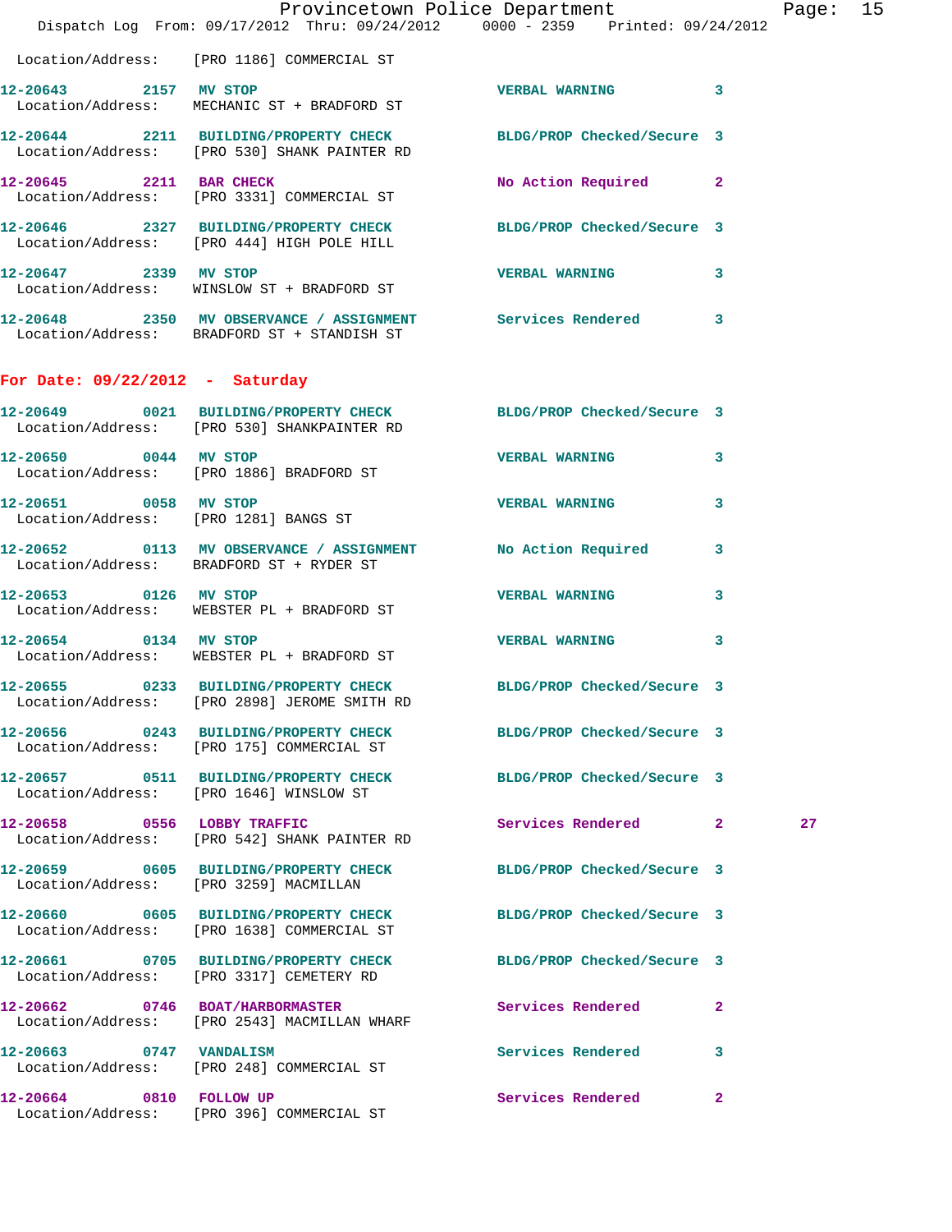Location/Address: [PRO 1186] COMMERCIAL ST

12-20643 2157 MV STOP VERBAL WARNING 3
Location/Address: MECHANIC ST + BRADFORD ST

12-20644 2211 BUILDING/PROPERTY CHECK BLDG/PROP Checked/Secure 3
Location/Address: [PRO 530] SHANK PAINTER RD

12-20645 2211 BAR CHECK No Action Required 2
Location/Address: [PRO 3331] COMMERCIAL ST

12-20646 2327 BUILDING/PROPERTY CHECK BLDG/PROP Checked/Secure 3
Location/Address: [PRO 444] HIGH POLE HILL

12-20647 2339 MV STOP VERBAL WARNING 3
Location/Address: WINSLOW ST + BRADFORD ST

12-20648 2350 MV OBSERVANCE / ASSIGNMENT Services Rendered 3
Location/Address: BRADFORD ST + STANDISH ST

## For Date: 09/22/2012 - Saturday

12-20649 0021 BUILDING/PROPERTY CHECK BLDG/PROP Checked/Secure 3
Location/Address: [PRO 530] SHANKPAINTER RD

12-20650 0044 MV STOP VERBAL WARNING 3
Location/Address: [PRO 1886] BRADFORD ST

12-20651 0058 MV STOP VERBAL WARNING 3
Location/Address: [PRO 1281] BANGS ST

12-20652 0113 MV OBSERVANCE / ASSIGNMENT No Action Required 3
Location/Address: BRADFORD ST + RYDER ST

12-20653 0126 MV STOP VERBAL WARNING 3
Location/Address: WEBSTER PL + BRADFORD ST

12-20654 0134 MV STOP VERBAL WARNING 3
Location/Address: WEBSTER PL + BRADFORD ST

12-20655 0233 BUILDING/PROPERTY CHECK BLDG/PROP Checked/Secure 3
Location/Address: [PRO 2898] JEROME SMITH RD

12-20656 0243 BUILDING/PROPERTY CHECK BLDG/PROP Checked/Secure 3
Location/Address: [PRO 175] COMMERCIAL ST

12-20657 0511 BUILDING/PROPERTY CHECK BLDG/PROP Checked/Secure 3
Location/Address: [PRO 1646] WINSLOW ST

12-20658 0556 LOBBY TRAFFIC Services Rendered 2 27
Location/Address: [PRO 542] SHANK PAINTER RD

12-20659 0605 BUILDING/PROPERTY CHECK BLDG/PROP Checked/Secure 3
Location/Address: [PRO 3259] MACMILLAN

12-20660 0605 BUILDING/PROPERTY CHECK BLDG/PROP Checked/Secure 3
Location/Address: [PRO 1638] COMMERCIAL ST

12-20661 0705 BUILDING/PROPERTY CHECK BLDG/PROP Checked/Secure 3
Location/Address: [PRO 3317] CEMETERY RD

12-20662 0746 BOAT/HARBORMASTER Services Rendered 2
Location/Address: [PRO 2543] MACMILLAN WHARF

12-20663 0747 VANDALISM Services Rendered 3
Location/Address: [PRO 248] COMMERCIAL ST

12-20664 0810 FOLLOW UP Services Rendered 2
Location/Address: [PRO 396] COMMERCIAL ST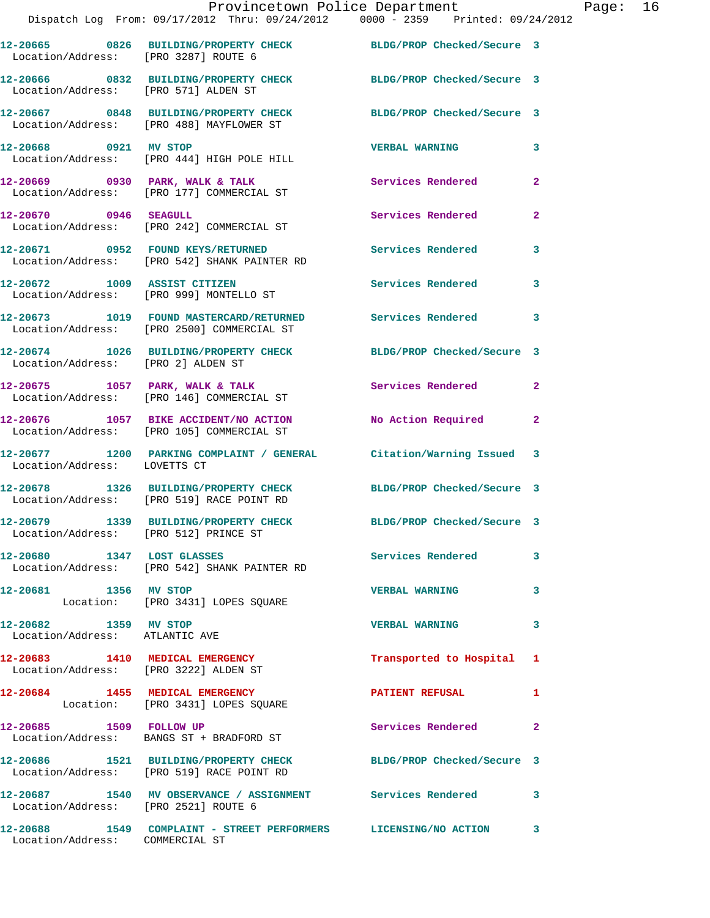12-20665 0826 BUILDING/PROPERTY CHECK BLDG/PROP Checked/Secure 3
Location/Address: [PRO 3287] ROUTE 6

12-20666 0832 BUILDING/PROPERTY CHECK BLDG/PROP Checked/Secure 3
Location/Address: [PRO 571] ALDEN ST

12-20667 0848 BUILDING/PROPERTY CHECK BLDG/PROP Checked/Secure 3
Location/Address: [PRO 488] MAYFLOWER ST

12-20668 0921 MV STOP VERBAL WARNING 3
Location/Address: [PRO 444] HIGH POLE HILL

12-20669 0930 PARK, WALK & TALK Services Rendered 2
Location/Address: [PRO 177] COMMERCIAL ST

12-20670 0946 SEAGULL Services Rendered 2
Location/Address: [PRO 242] COMMERCIAL ST

12-20671 0952 FOUND KEYS/RETURNED Services Rendered 3
Location/Address: [PRO 542] SHANK PAINTER RD

12-20672 1009 ASSIST CITIZEN Services Rendered 3
Location/Address: [PRO 999] MONTELLO ST

12-20673 1019 FOUND MASTERCARD/RETURNED Services Rendered 3
Location/Address: [PRO 2500] COMMERCIAL ST

12-20674 1026 BUILDING/PROPERTY CHECK BLDG/PROP Checked/Secure 3
Location/Address: [PRO 2] ALDEN ST

12-20675 1057 PARK, WALK & TALK Services Rendered 2
Location/Address: [PRO 146] COMMERCIAL ST

12-20676 1057 BIKE ACCIDENT/NO ACTION No Action Required 2
Location/Address: [PRO 105] COMMERCIAL ST

12-20677 1200 PARKING COMPLAINT / GENERAL Citation/Warning Issued 3
Location/Address: LOVETTS CT

12-20678 1326 BUILDING/PROPERTY CHECK BLDG/PROP Checked/Secure 3
Location/Address: [PRO 519] RACE POINT RD

12-20679 1339 BUILDING/PROPERTY CHECK BLDG/PROP Checked/Secure 3
Location/Address: [PRO 512] PRINCE ST

12-20680 1347 LOST GLASSES Services Rendered 3
Location/Address: [PRO 542] SHANK PAINTER RD

12-20681 1356 MV STOP VERBAL WARNING 3
Location: [PRO 3431] LOPES SQUARE

12-20682 1359 MV STOP VERBAL WARNING 3
Location/Address: ATLANTIC AVE

12-20683 1410 MEDICAL EMERGENCY Transported to Hospital 1
Location/Address: [PRO 3222] ALDEN ST

12-20684 1455 MEDICAL EMERGENCY PATIENT REFUSAL 1
Location: [PRO 3431] LOPES SQUARE

12-20685 1509 FOLLOW UP Services Rendered 2
Location/Address: BANGS ST + BRADFORD ST

12-20686 1521 BUILDING/PROPERTY CHECK BLDG/PROP Checked/Secure 3
Location/Address: [PRO 519] RACE POINT RD

12-20687 1540 MV OBSERVANCE / ASSIGNMENT Services Rendered 3
Location/Address: [PRO 2521] ROUTE 6

12-20688 1549 COMPLAINT - STREET PERFORMERS LICENSING/NO ACTION 3
Location/Address: COMMERCIAL ST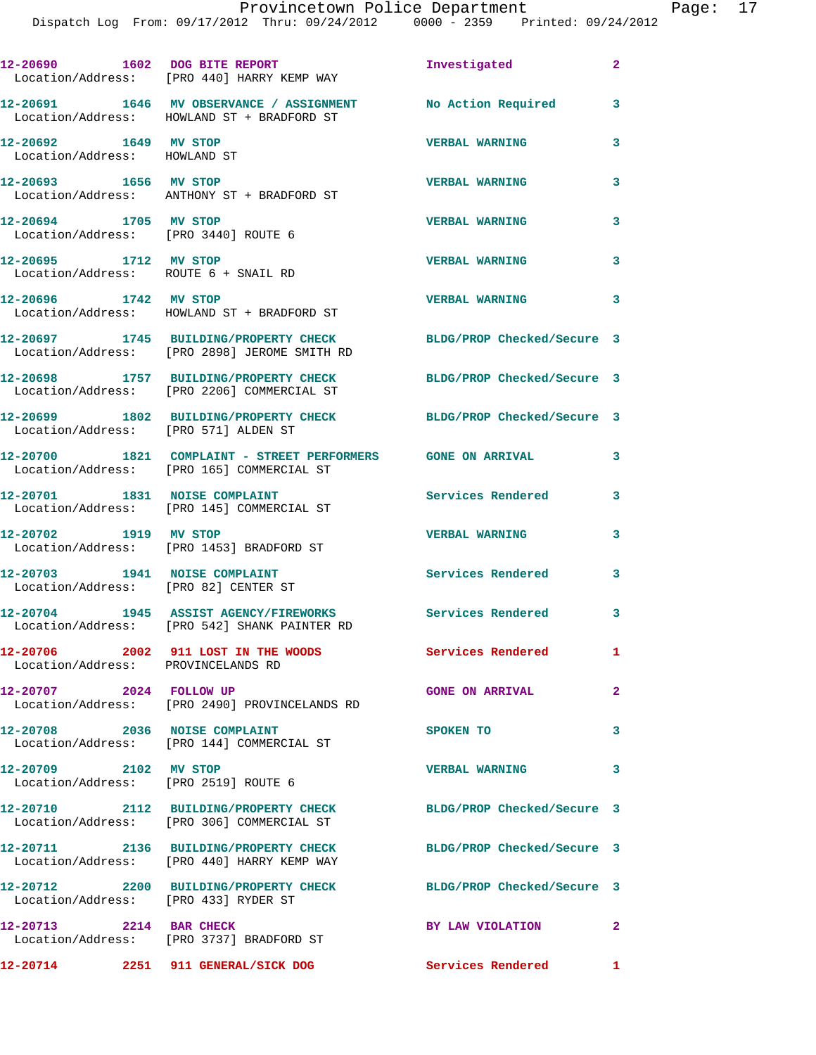| Call # | Time | Call Type | Disposition | Priority |
|---|---|---|---|---|
| 12-20690 | 1602 | DOG BITE REPORT | Investigated | 2 |
| Location/Address: | | [PRO 440] HARRY KEMP WAY | | |
| 12-20691 | 1646 | MV OBSERVANCE / ASSIGNMENT | No Action Required | 3 |
| Location/Address: | | HOWLAND ST + BRADFORD ST | | |
| 12-20692 | 1649 | MV STOP | VERBAL WARNING | 3 |
| Location/Address: | | HOWLAND ST | | |
| 12-20693 | 1656 | MV STOP | VERBAL WARNING | 3 |
| Location/Address: | | ANTHONY ST + BRADFORD ST | | |
| 12-20694 | 1705 | MV STOP | VERBAL WARNING | 3 |
| Location/Address: | | [PRO 3440] ROUTE 6 | | |
| 12-20695 | 1712 | MV STOP | VERBAL WARNING | 3 |
| Location/Address: | | ROUTE 6 + SNAIL RD | | |
| 12-20696 | 1742 | MV STOP | VERBAL WARNING | 3 |
| Location/Address: | | HOWLAND ST + BRADFORD ST | | |
| 12-20697 | 1745 | BUILDING/PROPERTY CHECK | BLDG/PROP Checked/Secure | 3 |
| Location/Address: | | [PRO 2898] JEROME SMITH RD | | |
| 12-20698 | 1757 | BUILDING/PROPERTY CHECK | BLDG/PROP Checked/Secure | 3 |
| Location/Address: | | [PRO 2206] COMMERCIAL ST | | |
| 12-20699 | 1802 | BUILDING/PROPERTY CHECK | BLDG/PROP Checked/Secure | 3 |
| Location/Address: | | [PRO 571] ALDEN ST | | |
| 12-20700 | 1821 | COMPLAINT - STREET PERFORMERS | GONE ON ARRIVAL | 3 |
| Location/Address: | | [PRO 165] COMMERCIAL ST | | |
| 12-20701 | 1831 | NOISE COMPLAINT | Services Rendered | 3 |
| Location/Address: | | [PRO 145] COMMERCIAL ST | | |
| 12-20702 | 1919 | MV STOP | VERBAL WARNING | 3 |
| Location/Address: | | [PRO 1453] BRADFORD ST | | |
| 12-20703 | 1941 | NOISE COMPLAINT | Services Rendered | 3 |
| Location/Address: | | [PRO 82] CENTER ST | | |
| 12-20704 | 1945 | ASSIST AGENCY/FIREWORKS | Services Rendered | 3 |
| Location/Address: | | [PRO 542] SHANK PAINTER RD | | |
| 12-20706 | 2002 | 911 LOST IN THE WOODS | Services Rendered | 1 |
| Location/Address: | | PROVINCELANDS RD | | |
| 12-20707 | 2024 | FOLLOW UP | GONE ON ARRIVAL | 2 |
| Location/Address: | | [PRO 2490] PROVINCELANDS RD | | |
| 12-20708 | 2036 | NOISE COMPLAINT | SPOKEN TO | 3 |
| Location/Address: | | [PRO 144] COMMERCIAL ST | | |
| 12-20709 | 2102 | MV STOP | VERBAL WARNING | 3 |
| Location/Address: | | [PRO 2519] ROUTE 6 | | |
| 12-20710 | 2112 | BUILDING/PROPERTY CHECK | BLDG/PROP Checked/Secure | 3 |
| Location/Address: | | [PRO 306] COMMERCIAL ST | | |
| 12-20711 | 2136 | BUILDING/PROPERTY CHECK | BLDG/PROP Checked/Secure | 3 |
| Location/Address: | | [PRO 440] HARRY KEMP WAY | | |
| 12-20712 | 2200 | BUILDING/PROPERTY CHECK | BLDG/PROP Checked/Secure | 3 |
| Location/Address: | | [PRO 433] RYDER ST | | |
| 12-20713 | 2214 | BAR CHECK | BY LAW VIOLATION | 2 |
| Location/Address: | | [PRO 3737] BRADFORD ST | | |
| 12-20714 | 2251 | 911 GENERAL/SICK DOG | Services Rendered | 1 |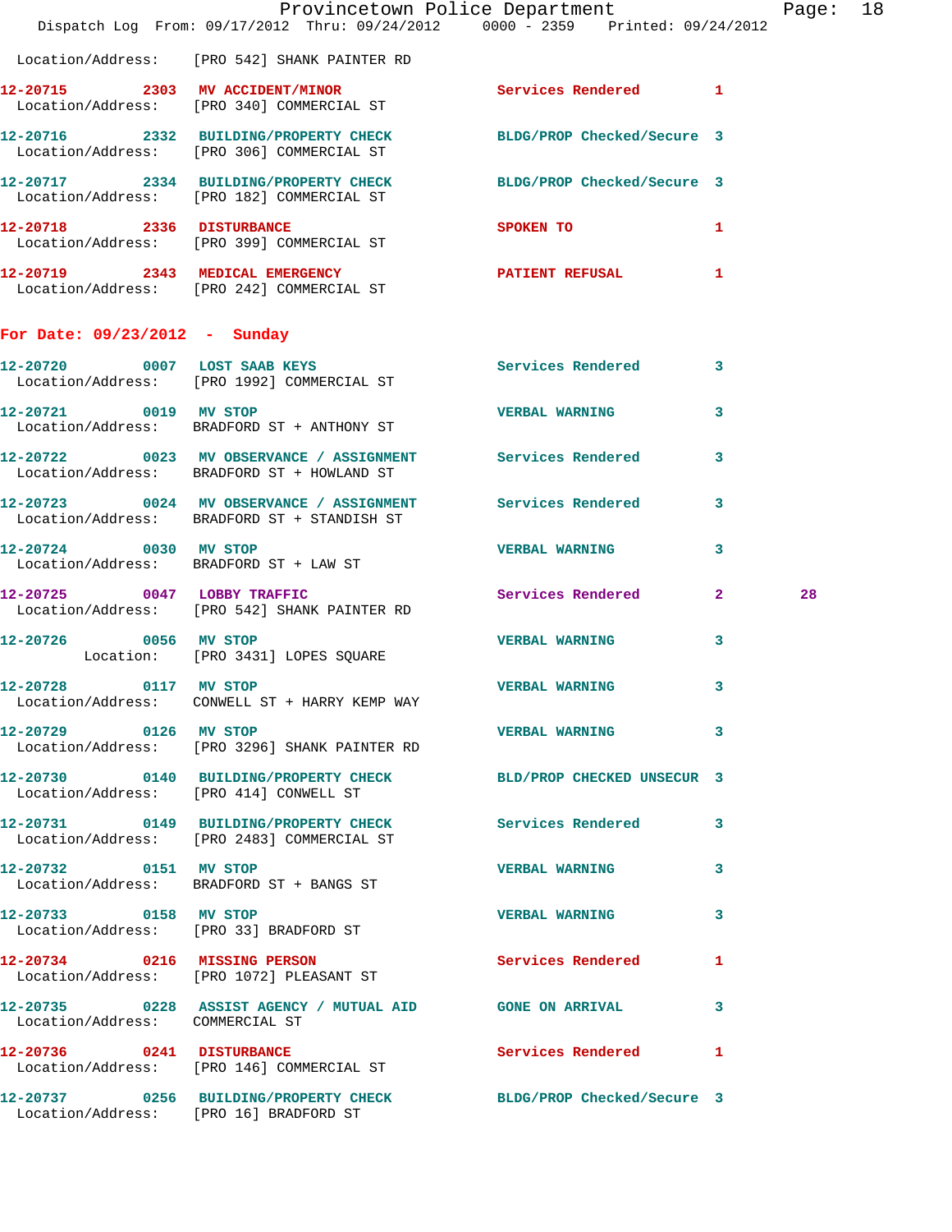Location/Address: [PRO 542] SHANK PAINTER RD

**12-20715** 2303 **MV ACCIDENT/MINOR** Services Rendered 1
Location/Address: [PRO 340] COMMERCIAL ST

**12-20716** 2332 **BUILDING/PROPERTY CHECK** BLDG/PROP Checked/Secure 3
Location/Address: [PRO 306] COMMERCIAL ST

**12-20717** 2334 **BUILDING/PROPERTY CHECK** BLDG/PROP Checked/Secure 3
Location/Address: [PRO 182] COMMERCIAL ST

**12-20718** 2336 **DISTURBANCE** SPOKEN TO 1
Location/Address: [PRO 399] COMMERCIAL ST

**12-20719** 2343 **MEDICAL EMERGENCY** PATIENT REFUSAL 1
Location/Address: [PRO 242] COMMERCIAL ST

## For Date: 09/23/2012 - Sunday

**12-20720** 0007 **LOST SAAB KEYS** Services Rendered 3
Location/Address: [PRO 1992] COMMERCIAL ST

**12-20721** 0019 **MV STOP** VERBAL WARNING 3
Location/Address: BRADFORD ST + ANTHONY ST

**12-20722** 0023 **MV OBSERVANCE / ASSIGNMENT** Services Rendered 3
Location/Address: BRADFORD ST + HOWLAND ST

**12-20723** 0024 **MV OBSERVANCE / ASSIGNMENT** Services Rendered 3
Location/Address: BRADFORD ST + STANDISH ST

**12-20724** 0030 **MV STOP** VERBAL WARNING 3
Location/Address: BRADFORD ST + LAW ST

**12-20725** 0047 **LOBBY TRAFFIC** Services Rendered 2 28
Location/Address: [PRO 542] SHANK PAINTER RD

**12-20726** 0056 **MV STOP** VERBAL WARNING 3
Location: [PRO 3431] LOPES SQUARE

**12-20728** 0117 **MV STOP** VERBAL WARNING 3
Location/Address: CONWELL ST + HARRY KEMP WAY

**12-20729** 0126 **MV STOP** VERBAL WARNING 3
Location/Address: [PRO 3296] SHANK PAINTER RD

**12-20730** 0140 **BUILDING/PROPERTY CHECK** BLD/PROP CHECKED UNSECUR 3
Location/Address: [PRO 414] CONWELL ST

**12-20731** 0149 **BUILDING/PROPERTY CHECK** Services Rendered 3
Location/Address: [PRO 2483] COMMERCIAL ST

**12-20732** 0151 **MV STOP** VERBAL WARNING 3
Location/Address: BRADFORD ST + BANGS ST

**12-20733** 0158 **MV STOP** VERBAL WARNING 3
Location/Address: [PRO 33] BRADFORD ST

**12-20734** 0216 **MISSING PERSON** Services Rendered 1
Location/Address: [PRO 1072] PLEASANT ST

**12-20735** 0228 **ASSIST AGENCY / MUTUAL AID** GONE ON ARRIVAL 3
Location/Address: COMMERCIAL ST

**12-20736** 0241 **DISTURBANCE** Services Rendered 1
Location/Address: [PRO 146] COMMERCIAL ST

**12-20737** 0256 **BUILDING/PROPERTY CHECK** BLDG/PROP Checked/Secure 3
Location/Address: [PRO 16] BRADFORD ST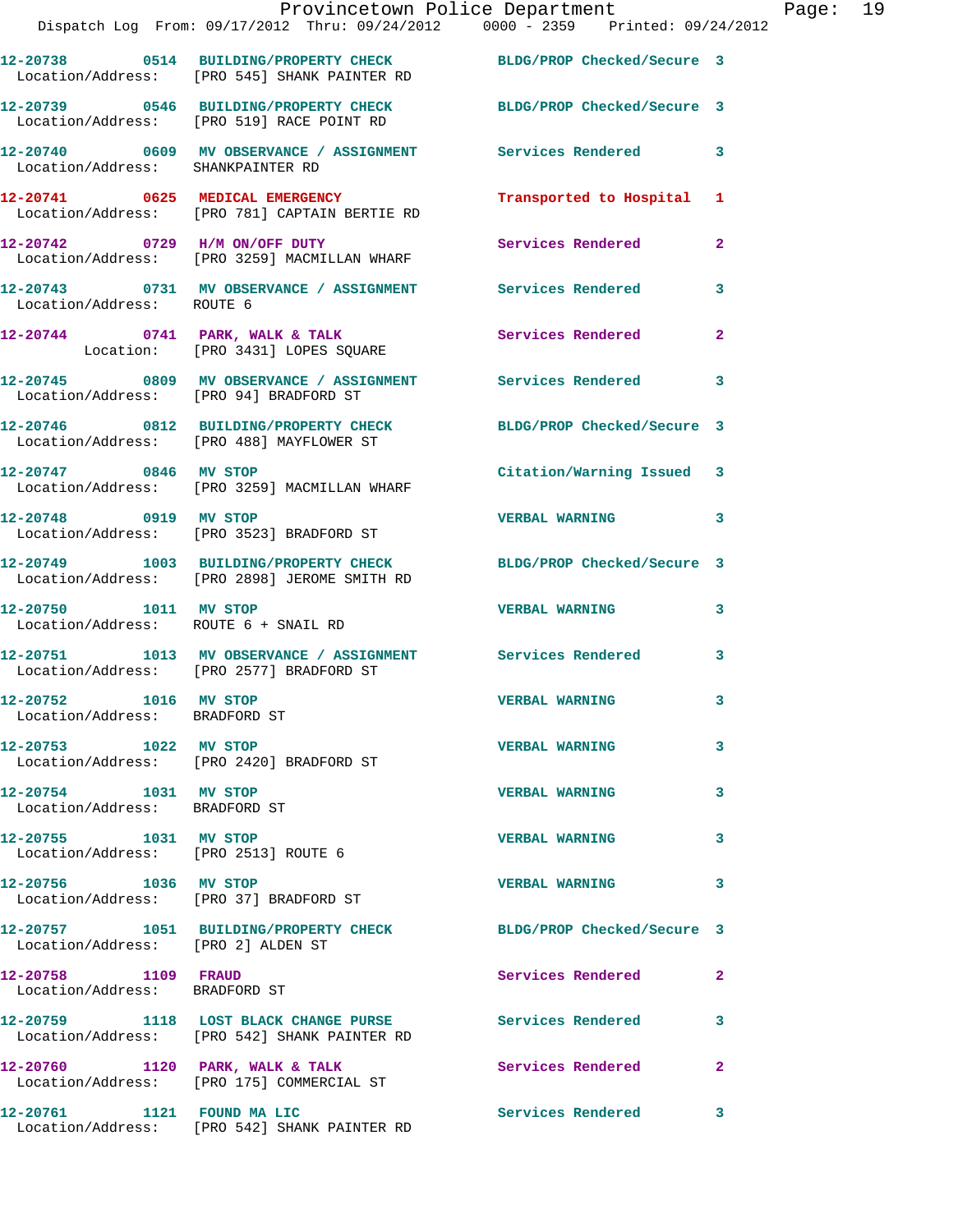| Call # | Time | Call Reason | Action | Priority |
|---|---|---|---|---|
| 12-20738 | 0514 | BUILDING/PROPERTY CHECK | BLDG/PROP Checked/Secure | 3 |
| | | Location/Address: [PRO 545] SHANK PAINTER RD | | |
| 12-20739 | 0546 | BUILDING/PROPERTY CHECK | BLDG/PROP Checked/Secure | 3 |
| | | Location/Address: [PRO 519] RACE POINT RD | | |
| 12-20740 | 0609 | MV OBSERVANCE / ASSIGNMENT | Services Rendered | 3 |
| | | Location/Address: SHANKPAINTER RD | | |
| 12-20741 | 0625 | MEDICAL EMERGENCY | Transported to Hospital | 1 |
| | | Location/Address: [PRO 781] CAPTAIN BERTIE RD | | |
| 12-20742 | 0729 | H/M ON/OFF DUTY | Services Rendered | 2 |
| | | Location/Address: [PRO 3259] MACMILLAN WHARF | | |
| 12-20743 | 0731 | MV OBSERVANCE / ASSIGNMENT | Services Rendered | 3 |
| | | Location/Address: ROUTE 6 | | |
| 12-20744 | 0741 | PARK, WALK & TALK | Services Rendered | 2 |
| | | Location: [PRO 3431] LOPES SQUARE | | |
| 12-20745 | 0809 | MV OBSERVANCE / ASSIGNMENT | Services Rendered | 3 |
| | | Location/Address: [PRO 94] BRADFORD ST | | |
| 12-20746 | 0812 | BUILDING/PROPERTY CHECK | BLDG/PROP Checked/Secure | 3 |
| | | Location/Address: [PRO 488] MAYFLOWER ST | | |
| 12-20747 | 0846 | MV STOP | Citation/Warning Issued | 3 |
| | | Location/Address: [PRO 3259] MACMILLAN WHARF | | |
| 12-20748 | 0919 | MV STOP | VERBAL WARNING | 3 |
| | | Location/Address: [PRO 3523] BRADFORD ST | | |
| 12-20749 | 1003 | BUILDING/PROPERTY CHECK | BLDG/PROP Checked/Secure | 3 |
| | | Location/Address: [PRO 2898] JEROME SMITH RD | | |
| 12-20750 | 1011 | MV STOP | VERBAL WARNING | 3 |
| | | Location/Address: ROUTE 6 + SNAIL RD | | |
| 12-20751 | 1013 | MV OBSERVANCE / ASSIGNMENT | Services Rendered | 3 |
| | | Location/Address: [PRO 2577] BRADFORD ST | | |
| 12-20752 | 1016 | MV STOP | VERBAL WARNING | 3 |
| | | Location/Address: BRADFORD ST | | |
| 12-20753 | 1022 | MV STOP | VERBAL WARNING | 3 |
| | | Location/Address: [PRO 2420] BRADFORD ST | | |
| 12-20754 | 1031 | MV STOP | VERBAL WARNING | 3 |
| | | Location/Address: BRADFORD ST | | |
| 12-20755 | 1031 | MV STOP | VERBAL WARNING | 3 |
| | | Location/Address: [PRO 2513] ROUTE 6 | | |
| 12-20756 | 1036 | MV STOP | VERBAL WARNING | 3 |
| | | Location/Address: [PRO 37] BRADFORD ST | | |
| 12-20757 | 1051 | BUILDING/PROPERTY CHECK | BLDG/PROP Checked/Secure | 3 |
| | | Location/Address: [PRO 2] ALDEN ST | | |
| 12-20758 | 1109 | FRAUD | Services Rendered | 2 |
| | | Location/Address: BRADFORD ST | | |
| 12-20759 | 1118 | LOST BLACK CHANGE PURSE | Services Rendered | 3 |
| | | Location/Address: [PRO 542] SHANK PAINTER RD | | |
| 12-20760 | 1120 | PARK, WALK & TALK | Services Rendered | 2 |
| | | Location/Address: [PRO 175] COMMERCIAL ST | | |
| 12-20761 | 1121 | FOUND MA LIC | Services Rendered | 3 |
| | | Location/Address: [PRO 542] SHANK PAINTER RD | | |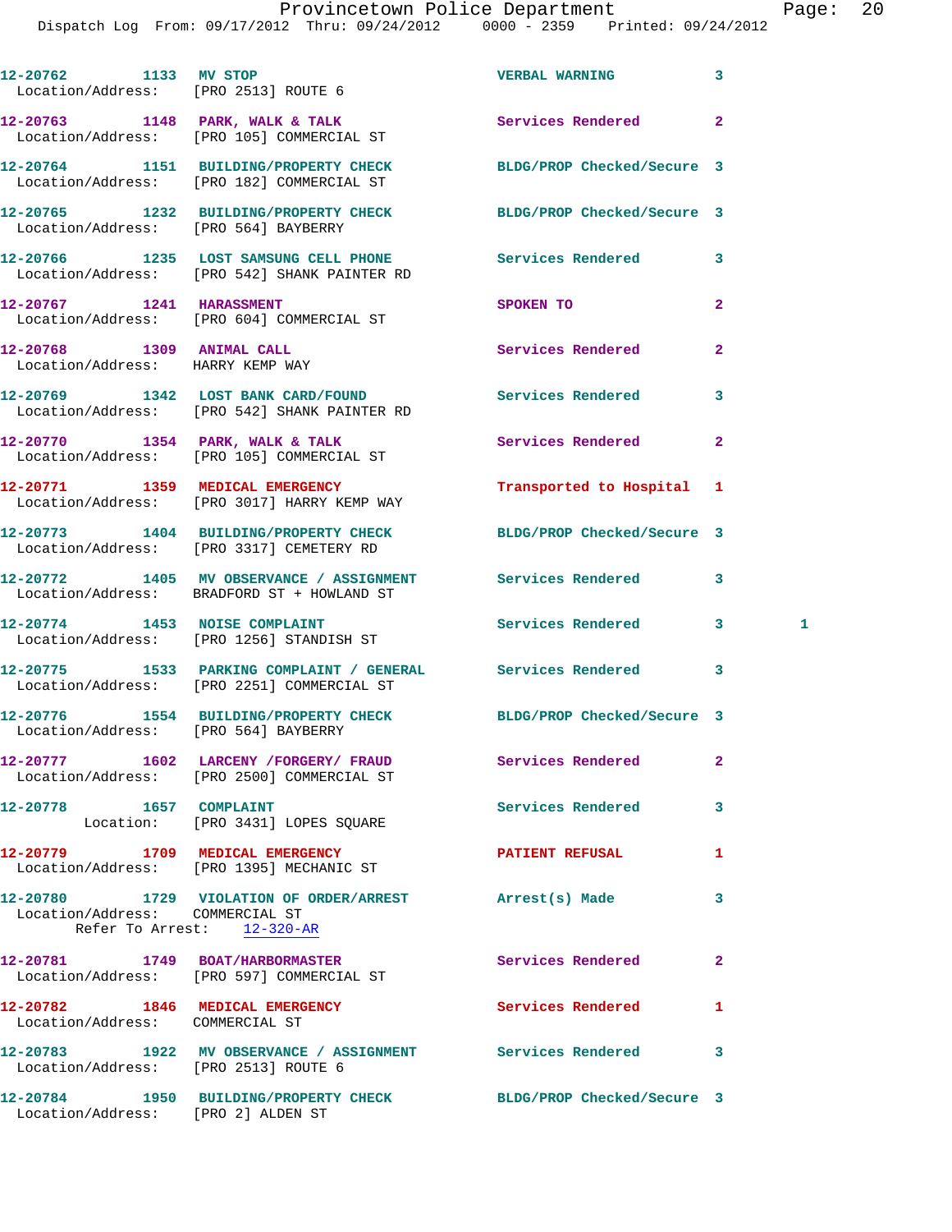| Call Number | Time | Call Reason | Action | Priority | |
|---|---|---|---|---|---|
| 12-20762 | 1133 | MV STOP | VERBAL WARNING | 3 | |
| Location/Address: [PRO 2513] ROUTE 6 | | | | | |
| 12-20763 | 1148 | PARK, WALK & TALK | Services Rendered | 2 | |
| Location/Address: [PRO 105] COMMERCIAL ST | | | | | |
| 12-20764 | 1151 | BUILDING/PROPERTY CHECK | BLDG/PROP Checked/Secure | 3 | |
| Location/Address: [PRO 182] COMMERCIAL ST | | | | | |
| 12-20765 | 1232 | BUILDING/PROPERTY CHECK | BLDG/PROP Checked/Secure | 3 | |
| Location/Address: [PRO 564] BAYBERRY | | | | | |
| 12-20766 | 1235 | LOST SAMSUNG CELL PHONE | Services Rendered | 3 | |
| Location/Address: [PRO 542] SHANK PAINTER RD | | | | | |
| 12-20767 | 1241 | HARASSMENT | SPOKEN TO | 2 | |
| Location/Address: [PRO 604] COMMERCIAL ST | | | | | |
| 12-20768 | 1309 | ANIMAL CALL | Services Rendered | 2 | |
| Location/Address: HARRY KEMP WAY | | | | | |
| 12-20769 | 1342 | LOST BANK CARD/FOUND | Services Rendered | 3 | |
| Location/Address: [PRO 542] SHANK PAINTER RD | | | | | |
| 12-20770 | 1354 | PARK, WALK & TALK | Services Rendered | 2 | |
| Location/Address: [PRO 105] COMMERCIAL ST | | | | | |
| 12-20771 | 1359 | MEDICAL EMERGENCY | Transported to Hospital | 1 | |
| Location/Address: [PRO 3017] HARRY KEMP WAY | | | | | |
| 12-20773 | 1404 | BUILDING/PROPERTY CHECK | BLDG/PROP Checked/Secure | 3 | |
| Location/Address: [PRO 3317] CEMETERY RD | | | | | |
| 12-20772 | 1405 | MV OBSERVANCE / ASSIGNMENT | Services Rendered | 3 | |
| Location/Address: BRADFORD ST + HOWLAND ST | | | | | |
| 12-20774 | 1453 | NOISE COMPLAINT | Services Rendered | 3 | 1 |
| Location/Address: [PRO 1256] STANDISH ST | | | | | |
| 12-20775 | 1533 | PARKING COMPLAINT / GENERAL | Services Rendered | 3 | |
| Location/Address: [PRO 2251] COMMERCIAL ST | | | | | |
| 12-20776 | 1554 | BUILDING/PROPERTY CHECK | BLDG/PROP Checked/Secure | 3 | |
| Location/Address: [PRO 564] BAYBERRY | | | | | |
| 12-20777 | 1602 | LARCENY /FORGERY/ FRAUD | Services Rendered | 2 | |
| Location/Address: [PRO 2500] COMMERCIAL ST | | | | | |
| 12-20778 | 1657 | COMPLAINT | Services Rendered | 3 | |
| Location: [PRO 3431] LOPES SQUARE | | | | | |
| 12-20779 | 1709 | MEDICAL EMERGENCY | PATIENT REFUSAL | 1 | |
| Location/Address: [PRO 1395] MECHANIC ST | | | | | |
| 12-20780 | 1729 | VIOLATION OF ORDER/ARREST | Arrest(s) Made | 3 | |
| Location/Address: COMMERCIAL ST — Refer To Arrest: 12-320-AR | | | | | |
| 12-20781 | 1749 | BOAT/HARBORMASTER | Services Rendered | 2 | |
| Location/Address: [PRO 597] COMMERCIAL ST | | | | | |
| 12-20782 | 1846 | MEDICAL EMERGENCY | Services Rendered | 1 | |
| Location/Address: COMMERCIAL ST | | | | | |
| 12-20783 | 1922 | MV OBSERVANCE / ASSIGNMENT | Services Rendered | 3 | |
| Location/Address: [PRO 2513] ROUTE 6 | | | | | |
| 12-20784 | 1950 | BUILDING/PROPERTY CHECK | BLDG/PROP Checked/Secure | 3 | |
| Location/Address: [PRO 2] ALDEN ST | | | | | |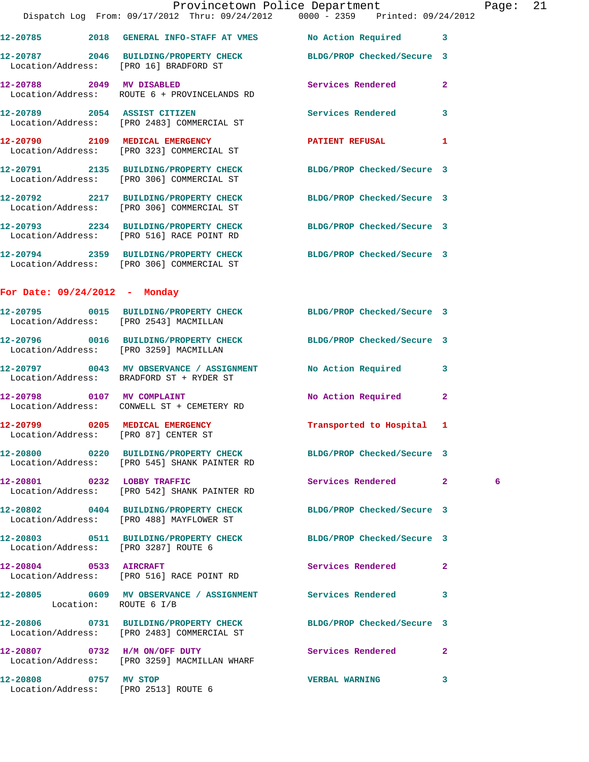12-20785 2018 GENERAL INFO-STAFF AT VMES No Action Required 3

12-20787 2046 BUILDING/PROPERTY CHECK BLDG/PROP Checked/Secure 3
Location/Address: [PRO 16] BRADFORD ST

12-20788 2049 MV DISABLED Services Rendered 2
Location/Address: ROUTE 6 + PROVINCELANDS RD

12-20789 2054 ASSIST CITIZEN Services Rendered 3
Location/Address: [PRO 2483] COMMERCIAL ST

12-20790 2109 MEDICAL EMERGENCY PATIENT REFUSAL 1
Location/Address: [PRO 323] COMMERCIAL ST

12-20791 2135 BUILDING/PROPERTY CHECK BLDG/PROP Checked/Secure 3
Location/Address: [PRO 306] COMMERCIAL ST

12-20792 2217 BUILDING/PROPERTY CHECK BLDG/PROP Checked/Secure 3
Location/Address: [PRO 306] COMMERCIAL ST

12-20793 2234 BUILDING/PROPERTY CHECK BLDG/PROP Checked/Secure 3
Location/Address: [PRO 516] RACE POINT RD

12-20794 2359 BUILDING/PROPERTY CHECK BLDG/PROP Checked/Secure 3
Location/Address: [PRO 306] COMMERCIAL ST

## For Date: 09/24/2012 - Monday

12-20795 0015 BUILDING/PROPERTY CHECK BLDG/PROP Checked/Secure 3
Location/Address: [PRO 2543] MACMILLAN

12-20796 0016 BUILDING/PROPERTY CHECK BLDG/PROP Checked/Secure 3
Location/Address: [PRO 3259] MACMILLAN

12-20797 0043 MV OBSERVANCE / ASSIGNMENT No Action Required 3
Location/Address: BRADFORD ST + RYDER ST

12-20798 0107 MV COMPLAINT No Action Required 2
Location/Address: CONWELL ST + CEMETERY RD

12-20799 0205 MEDICAL EMERGENCY Transported to Hospital 1
Location/Address: [PRO 87] CENTER ST

12-20800 0220 BUILDING/PROPERTY CHECK BLDG/PROP Checked/Secure 3
Location/Address: [PRO 545] SHANK PAINTER RD

12-20801 0232 LOBBY TRAFFIC Services Rendered 2 6
Location/Address: [PRO 542] SHANK PAINTER RD

12-20802 0404 BUILDING/PROPERTY CHECK BLDG/PROP Checked/Secure 3
Location/Address: [PRO 488] MAYFLOWER ST

12-20803 0511 BUILDING/PROPERTY CHECK BLDG/PROP Checked/Secure 3
Location/Address: [PRO 3287] ROUTE 6

12-20804 0533 AIRCRAFT Services Rendered 2
Location/Address: [PRO 516] RACE POINT RD

12-20805 0609 MV OBSERVANCE / ASSIGNMENT Services Rendered 3
Location: ROUTE 6 I/B

12-20806 0731 BUILDING/PROPERTY CHECK BLDG/PROP Checked/Secure 3
Location/Address: [PRO 2483] COMMERCIAL ST

12-20807 0732 H/M ON/OFF DUTY Services Rendered 2
Location/Address: [PRO 3259] MACMILLAN WHARF

12-20808 0757 MV STOP VERBAL WARNING 3
Location/Address: [PRO 2513] ROUTE 6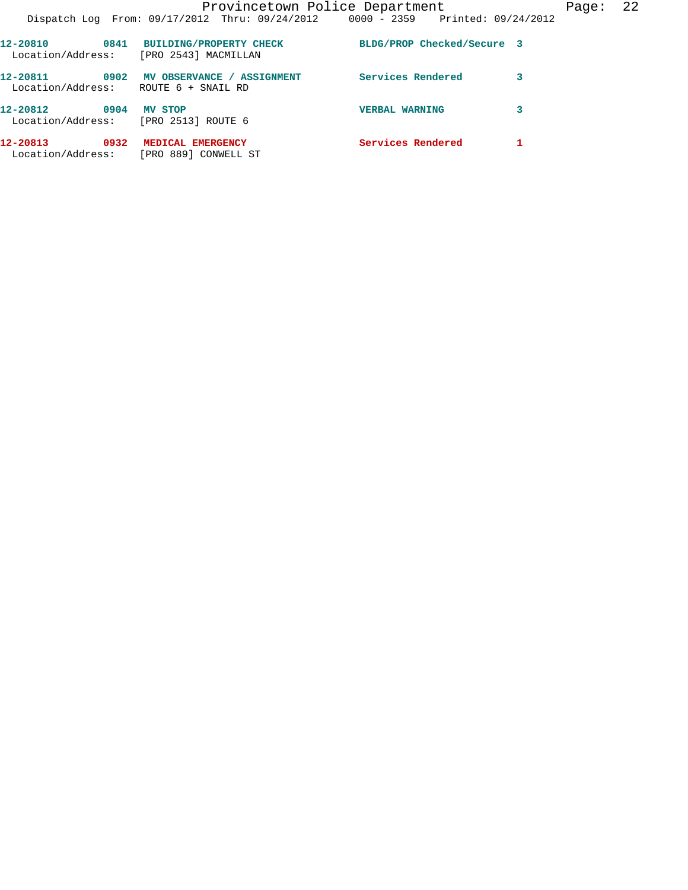12-20810 0841 BUILDING/PROPERTY CHECK BLDG/PROP Checked/Secure 3
Location/Address: [PRO 2543] MACMILLAN

12-20811 0902 MV OBSERVANCE / ASSIGNMENT Services Rendered 3
Location/Address: ROUTE 6 + SNAIL RD

12-20812 0904 MV STOP VERBAL WARNING 3
Location/Address: [PRO 2513] ROUTE 6

12-20813 0932 MEDICAL EMERGENCY Services Rendered 1
Location/Address: [PRO 889] CONWELL ST